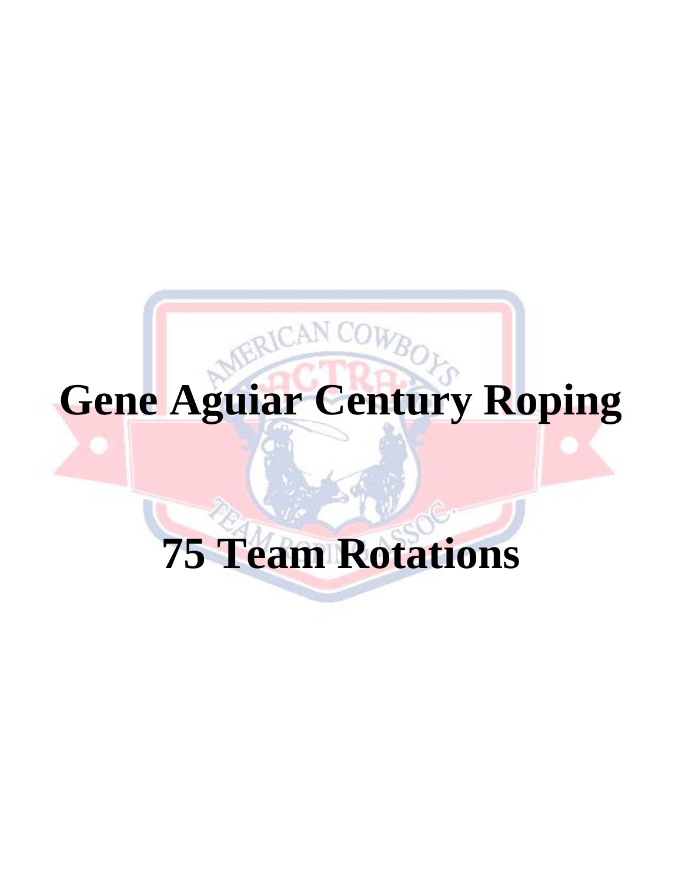# Gene Aguiar Century Roping

# 75 Team Rotations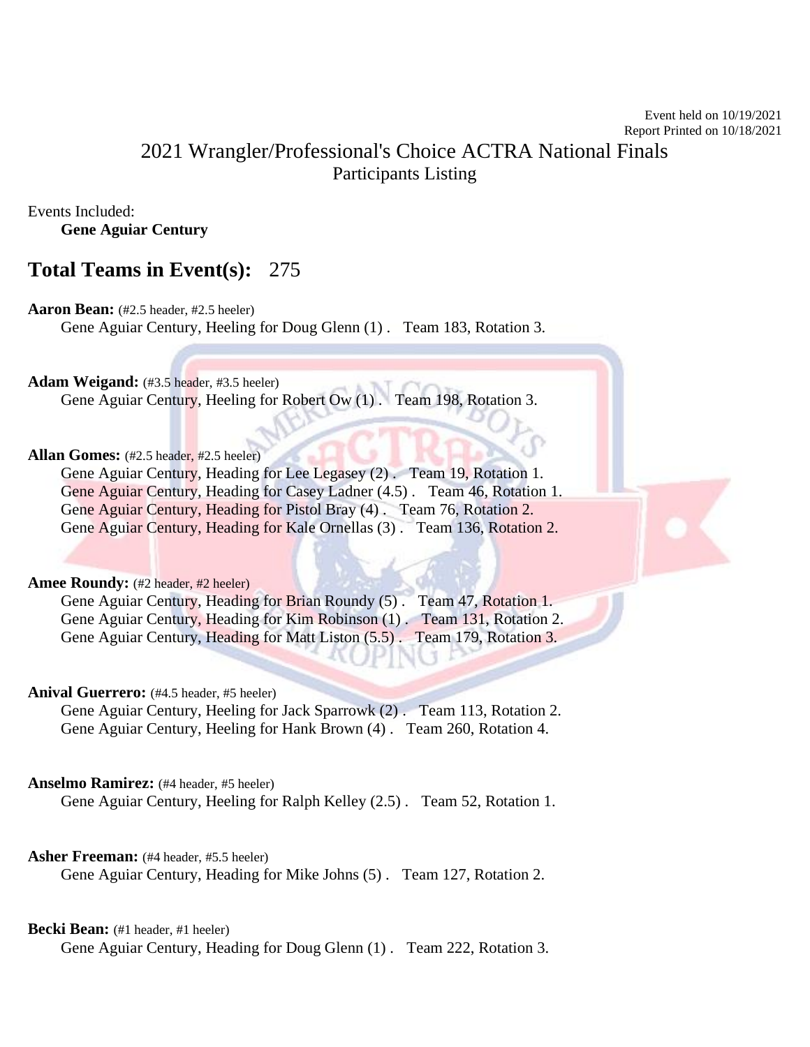Event held on 10/19/2021
Report Printed on 10/18/2021

# 2021 Wrangler/Professional's Choice ACTRA National Finals

Participants Listing

Events Included:

**Gene Aguiar Century**

## Total Teams in Event(s): 275

**Aaron Bean:** (#2.5 header, #2.5 heeler)
Gene Aguiar Century, Heeling for Doug Glenn (1) . Team 183, Rotation 3.

**Adam Weigand:** (#3.5 header, #3.5 heeler)
Gene Aguiar Century, Heeling for Robert Ow (1) . Team 198, Rotation 3.

**Allan Gomes:** (#2.5 header, #2.5 heeler)
Gene Aguiar Century, Heading for Lee Legasey (2) . Team 19, Rotation 1.
Gene Aguiar Century, Heading for Casey Ladner (4.5) . Team 46, Rotation 1.
Gene Aguiar Century, Heading for Pistol Bray (4) . Team 76, Rotation 2.
Gene Aguiar Century, Heading for Kale Ornellas (3) . Team 136, Rotation 2.

**Amee Roundy:** (#2 header, #2 heeler)
Gene Aguiar Century, Heading for Brian Roundy (5) . Team 47, Rotation 1.
Gene Aguiar Century, Heading for Kim Robinson (1) . Team 131, Rotation 2.
Gene Aguiar Century, Heading for Matt Liston (5.5) . Team 179, Rotation 3.

**Anival Guerrero:** (#4.5 header, #5 heeler)
Gene Aguiar Century, Heeling for Jack Sparrowk (2) . Team 113, Rotation 2.
Gene Aguiar Century, Heeling for Hank Brown (4) . Team 260, Rotation 4.

**Anselmo Ramirez:** (#4 header, #5 heeler)
Gene Aguiar Century, Heeling for Ralph Kelley (2.5) . Team 52, Rotation 1.

**Asher Freeman:** (#4 header, #5.5 heeler)
Gene Aguiar Century, Heading for Mike Johns (5) . Team 127, Rotation 2.

**Becki Bean:** (#1 header, #1 heeler)
Gene Aguiar Century, Heading for Doug Glenn (1) . Team 222, Rotation 3.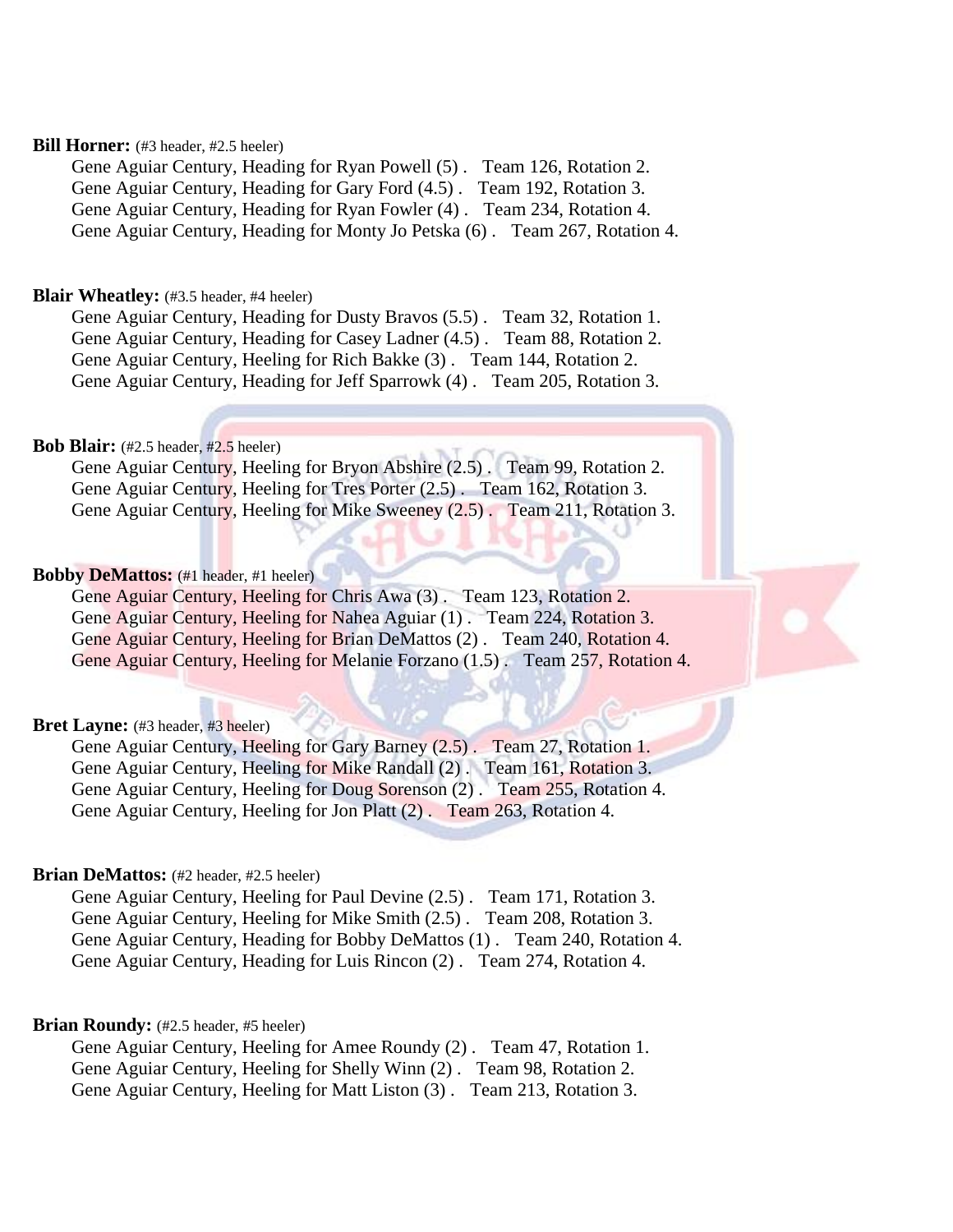**Bill Horner:** (#3 header, #2.5 heeler)

Gene Aguiar Century, Heading for Ryan Powell (5) . Team 126, Rotation 2.
Gene Aguiar Century, Heading for Gary Ford (4.5) . Team 192, Rotation 3.
Gene Aguiar Century, Heading for Ryan Fowler (4) . Team 234, Rotation 4.
Gene Aguiar Century, Heading for Monty Jo Petska (6) . Team 267, Rotation 4.

**Blair Wheatley:** (#3.5 header, #4 heeler)

Gene Aguiar Century, Heading for Dusty Bravos (5.5) . Team 32, Rotation 1.
Gene Aguiar Century, Heading for Casey Ladner (4.5) . Team 88, Rotation 2.
Gene Aguiar Century, Heeling for Rich Bakke (3) . Team 144, Rotation 2.
Gene Aguiar Century, Heading for Jeff Sparrowk (4) . Team 205, Rotation 3.

**Bob Blair:** (#2.5 header, #2.5 heeler)

Gene Aguiar Century, Heeling for Bryon Abshire (2.5) . Team 99, Rotation 2.
Gene Aguiar Century, Heeling for Tres Porter (2.5) . Team 162, Rotation 3.
Gene Aguiar Century, Heeling for Mike Sweeney (2.5) . Team 211, Rotation 3.

**Bobby DeMattos:** (#1 header, #1 heeler)

Gene Aguiar Century, Heeling for Chris Awa (3) . Team 123, Rotation 2.
Gene Aguiar Century, Heeling for Nahea Aguiar (1) . Team 224, Rotation 3.
Gene Aguiar Century, Heeling for Brian DeMattos (2) . Team 240, Rotation 4.
Gene Aguiar Century, Heeling for Melanie Forzano (1.5) . Team 257, Rotation 4.

**Bret Layne:** (#3 header, #3 heeler)

Gene Aguiar Century, Heeling for Gary Barney (2.5) . Team 27, Rotation 1.
Gene Aguiar Century, Heeling for Mike Randall (2) . Team 161, Rotation 3.
Gene Aguiar Century, Heeling for Doug Sorenson (2) . Team 255, Rotation 4.
Gene Aguiar Century, Heeling for Jon Platt (2) . Team 263, Rotation 4.

**Brian DeMattos:** (#2 header, #2.5 heeler)

Gene Aguiar Century, Heeling for Paul Devine (2.5) . Team 171, Rotation 3.
Gene Aguiar Century, Heeling for Mike Smith (2.5) . Team 208, Rotation 3.
Gene Aguiar Century, Heading for Bobby DeMattos (1) . Team 240, Rotation 4.
Gene Aguiar Century, Heading for Luis Rincon (2) . Team 274, Rotation 4.

**Brian Roundy:** (#2.5 header, #5 heeler)

Gene Aguiar Century, Heeling for Amee Roundy (2) . Team 47, Rotation 1.
Gene Aguiar Century, Heeling for Shelly Winn (2) . Team 98, Rotation 2.
Gene Aguiar Century, Heeling for Matt Liston (3) . Team 213, Rotation 3.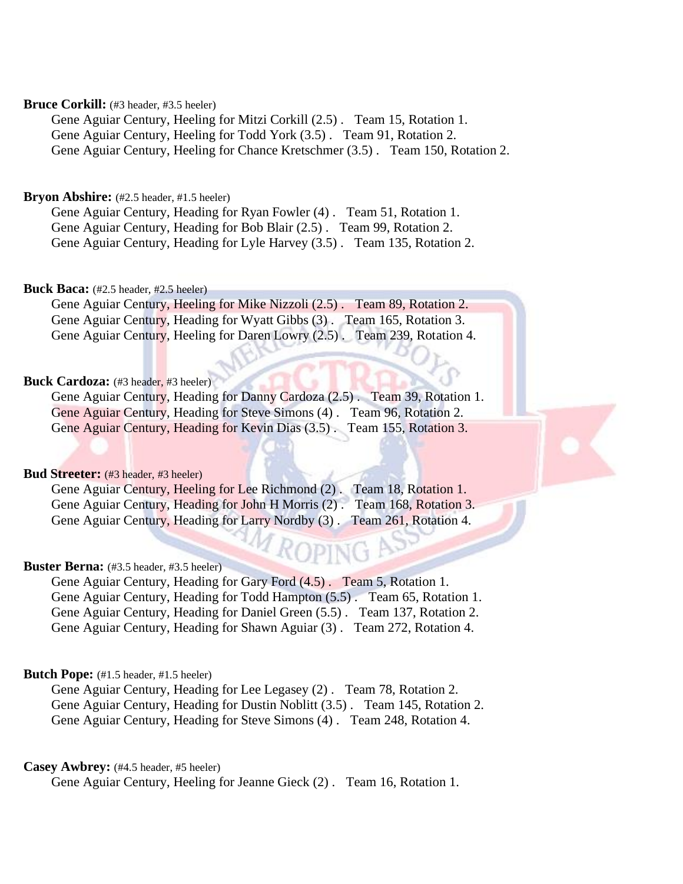**Bruce Corkill:** (#3 header, #3.5 heeler)
Gene Aguiar Century, Heeling for Mitzi Corkill (2.5) . Team 15, Rotation 1.
Gene Aguiar Century, Heeling for Todd York (3.5) . Team 91, Rotation 2.
Gene Aguiar Century, Heeling for Chance Kretschmer (3.5) . Team 150, Rotation 2.

**Bryon Abshire:** (#2.5 header, #1.5 heeler)
Gene Aguiar Century, Heading for Ryan Fowler (4) . Team 51, Rotation 1.
Gene Aguiar Century, Heading for Bob Blair (2.5) . Team 99, Rotation 2.
Gene Aguiar Century, Heading for Lyle Harvey (3.5) . Team 135, Rotation 2.

**Buck Baca:** (#2.5 header, #2.5 heeler)
Gene Aguiar Century, Heeling for Mike Nizzoli (2.5) . Team 89, Rotation 2.
Gene Aguiar Century, Heading for Wyatt Gibbs (3) . Team 165, Rotation 3.
Gene Aguiar Century, Heeling for Daren Lowry (2.5) . Team 239, Rotation 4.

**Buck Cardoza:** (#3 header, #3 heeler)
Gene Aguiar Century, Heading for Danny Cardoza (2.5) . Team 39, Rotation 1.
Gene Aguiar Century, Heading for Steve Simons (4) . Team 96, Rotation 2.
Gene Aguiar Century, Heading for Kevin Dias (3.5) . Team 155, Rotation 3.

**Bud Streeter:** (#3 header, #3 heeler)
Gene Aguiar Century, Heeling for Lee Richmond (2) . Team 18, Rotation 1.
Gene Aguiar Century, Heading for John H Morris (2) . Team 168, Rotation 3.
Gene Aguiar Century, Heading for Larry Nordby (3) . Team 261, Rotation 4.

**Buster Berna:** (#3.5 header, #3.5 heeler)
Gene Aguiar Century, Heading for Gary Ford (4.5) . Team 5, Rotation 1.
Gene Aguiar Century, Heading for Todd Hampton (5.5) . Team 65, Rotation 1.
Gene Aguiar Century, Heading for Daniel Green (5.5) . Team 137, Rotation 2.
Gene Aguiar Century, Heading for Shawn Aguiar (3) . Team 272, Rotation 4.

**Butch Pope:** (#1.5 header, #1.5 heeler)
Gene Aguiar Century, Heading for Lee Legasey (2) . Team 78, Rotation 2.
Gene Aguiar Century, Heading for Dustin Noblitt (3.5) . Team 145, Rotation 2.
Gene Aguiar Century, Heading for Steve Simons (4) . Team 248, Rotation 4.

**Casey Awbrey:** (#4.5 header, #5 heeler)
Gene Aguiar Century, Heeling for Jeanne Gieck (2) . Team 16, Rotation 1.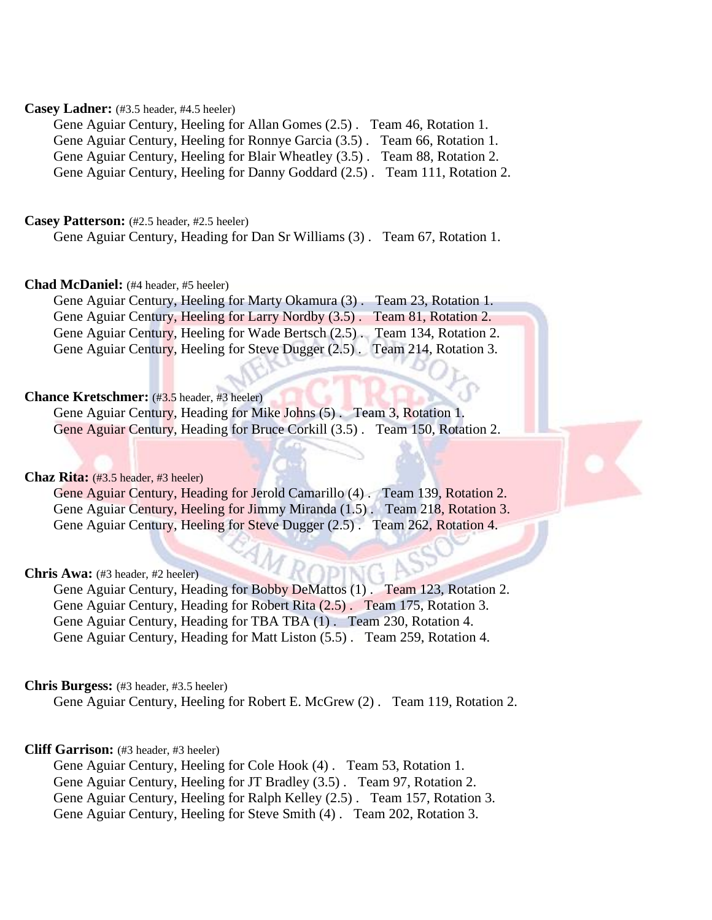**Casey Ladner:** (#3.5 header, #4.5 heeler)

Gene Aguiar Century, Heeling for Allan Gomes (2.5) . Team 46, Rotation 1.
Gene Aguiar Century, Heeling for Ronnye Garcia (3.5) . Team 66, Rotation 1.
Gene Aguiar Century, Heeling for Blair Wheatley (3.5) . Team 88, Rotation 2.
Gene Aguiar Century, Heeling for Danny Goddard (2.5) . Team 111, Rotation 2.

**Casey Patterson:** (#2.5 header, #2.5 heeler)

Gene Aguiar Century, Heading for Dan Sr Williams (3) . Team 67, Rotation 1.

**Chad McDaniel:** (#4 header, #5 heeler)

Gene Aguiar Century, Heeling for Marty Okamura (3) . Team 23, Rotation 1.
Gene Aguiar Century, Heeling for Larry Nordby (3.5) . Team 81, Rotation 2.
Gene Aguiar Century, Heeling for Wade Bertsch (2.5) . Team 134, Rotation 2.
Gene Aguiar Century, Heeling for Steve Dugger (2.5) . Team 214, Rotation 3.

**Chance Kretschmer:** (#3.5 header, #3 heeler)

Gene Aguiar Century, Heading for Mike Johns (5) . Team 3, Rotation 1.
Gene Aguiar Century, Heading for Bruce Corkill (3.5) . Team 150, Rotation 2.

**Chaz Rita:** (#3.5 header, #3 heeler)

Gene Aguiar Century, Heading for Jerold Camarillo (4) . Team 139, Rotation 2.
Gene Aguiar Century, Heeling for Jimmy Miranda (1.5) . Team 218, Rotation 3.
Gene Aguiar Century, Heeling for Steve Dugger (2.5) . Team 262, Rotation 4.

**Chris Awa:** (#3 header, #2 heeler)

Gene Aguiar Century, Heading for Bobby DeMattos (1) . Team 123, Rotation 2.
Gene Aguiar Century, Heading for Robert Rita (2.5) . Team 175, Rotation 3.
Gene Aguiar Century, Heading for TBA TBA (1) . Team 230, Rotation 4.
Gene Aguiar Century, Heading for Matt Liston (5.5) . Team 259, Rotation 4.

**Chris Burgess:** (#3 header, #3.5 heeler)

Gene Aguiar Century, Heeling for Robert E. McGrew (2) . Team 119, Rotation 2.

**Cliff Garrison:** (#3 header, #3 heeler)

Gene Aguiar Century, Heeling for Cole Hook (4) . Team 53, Rotation 1.
Gene Aguiar Century, Heeling for JT Bradley (3.5) . Team 97, Rotation 2.
Gene Aguiar Century, Heeling for Ralph Kelley (2.5) . Team 157, Rotation 3.
Gene Aguiar Century, Heeling for Steve Smith (4) . Team 202, Rotation 3.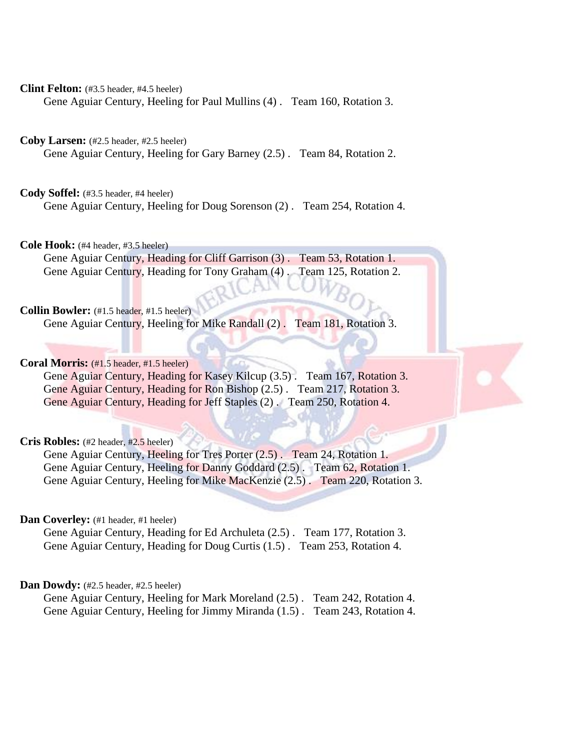**Clint Felton:** (#3.5 header, #4.5 heeler)
Gene Aguiar Century, Heeling for Paul Mullins (4) . Team 160, Rotation 3.

**Coby Larsen:** (#2.5 header, #2.5 heeler)
Gene Aguiar Century, Heeling for Gary Barney (2.5) . Team 84, Rotation 2.

**Cody Soffel:** (#3.5 header, #4 heeler)
Gene Aguiar Century, Heeling for Doug Sorenson (2) . Team 254, Rotation 4.

**Cole Hook:** (#4 header, #3.5 heeler)
Gene Aguiar Century, Heading for Cliff Garrison (3) . Team 53, Rotation 1.
Gene Aguiar Century, Heading for Tony Graham (4) . Team 125, Rotation 2.

**Collin Bowler:** (#1.5 header, #1.5 heeler)
Gene Aguiar Century, Heeling for Mike Randall (2) . Team 181, Rotation 3.

**Coral Morris:** (#1.5 header, #1.5 heeler)
Gene Aguiar Century, Heading for Kasey Kilcup (3.5) . Team 167, Rotation 3.
Gene Aguiar Century, Heading for Ron Bishop (2.5) . Team 217, Rotation 3.
Gene Aguiar Century, Heading for Jeff Staples (2) . Team 250, Rotation 4.

**Cris Robles:** (#2 header, #2.5 heeler)
Gene Aguiar Century, Heeling for Tres Porter (2.5) . Team 24, Rotation 1.
Gene Aguiar Century, Heeling for Danny Goddard (2.5) . Team 62, Rotation 1.
Gene Aguiar Century, Heeling for Mike MacKenzie (2.5) . Team 220, Rotation 3.

**Dan Coverley:** (#1 header, #1 heeler)
Gene Aguiar Century, Heading for Ed Archuleta (2.5) . Team 177, Rotation 3.
Gene Aguiar Century, Heading for Doug Curtis (1.5) . Team 253, Rotation 4.

**Dan Dowdy:** (#2.5 header, #2.5 heeler)
Gene Aguiar Century, Heeling for Mark Moreland (2.5) . Team 242, Rotation 4.
Gene Aguiar Century, Heeling for Jimmy Miranda (1.5) . Team 243, Rotation 4.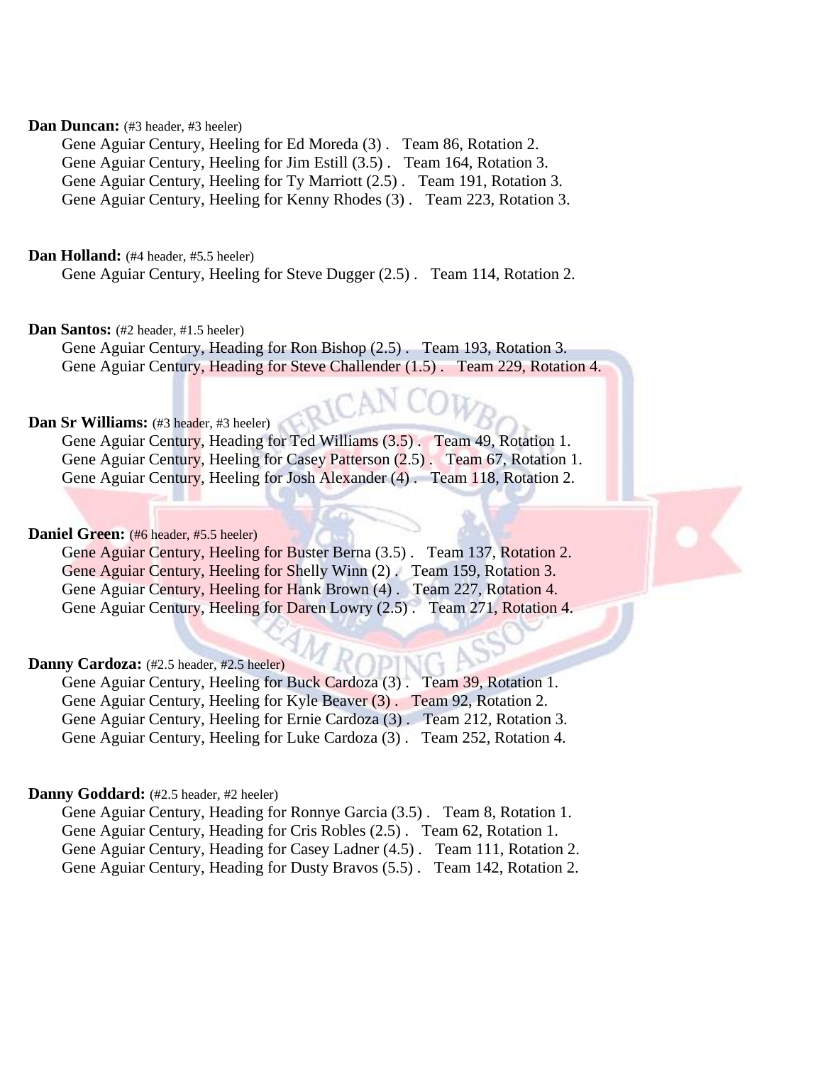**Dan Duncan:** (#3 header, #3 heeler)

Gene Aguiar Century, Heeling for Ed Moreda (3) . Team 86, Rotation 2.
Gene Aguiar Century, Heeling for Jim Estill (3.5) . Team 164, Rotation 3.
Gene Aguiar Century, Heeling for Ty Marriott (2.5) . Team 191, Rotation 3.
Gene Aguiar Century, Heeling for Kenny Rhodes (3) . Team 223, Rotation 3.

**Dan Holland:** (#4 header, #5.5 heeler)

Gene Aguiar Century, Heeling for Steve Dugger (2.5) . Team 114, Rotation 2.

**Dan Santos:** (#2 header, #1.5 heeler)

Gene Aguiar Century, Heading for Ron Bishop (2.5) . Team 193, Rotation 3.
Gene Aguiar Century, Heading for Steve Challender (1.5) . Team 229, Rotation 4.

**Dan Sr Williams:** (#3 header, #3 heeler)

Gene Aguiar Century, Heading for Ted Williams (3.5) . Team 49, Rotation 1.
Gene Aguiar Century, Heeling for Casey Patterson (2.5) . Team 67, Rotation 1.
Gene Aguiar Century, Heeling for Josh Alexander (4) . Team 118, Rotation 2.

**Daniel Green:** (#6 header, #5.5 heeler)

Gene Aguiar Century, Heeling for Buster Berna (3.5) . Team 137, Rotation 2.
Gene Aguiar Century, Heeling for Shelly Winn (2) . Team 159, Rotation 3.
Gene Aguiar Century, Heeling for Hank Brown (4) . Team 227, Rotation 4.
Gene Aguiar Century, Heeling for Daren Lowry (2.5) . Team 271, Rotation 4.

**Danny Cardoza:** (#2.5 header, #2.5 heeler)

Gene Aguiar Century, Heeling for Buck Cardoza (3) . Team 39, Rotation 1.
Gene Aguiar Century, Heeling for Kyle Beaver (3) . Team 92, Rotation 2.
Gene Aguiar Century, Heeling for Ernie Cardoza (3) . Team 212, Rotation 3.
Gene Aguiar Century, Heeling for Luke Cardoza (3) . Team 252, Rotation 4.

**Danny Goddard:** (#2.5 header, #2 heeler)

Gene Aguiar Century, Heading for Ronnye Garcia (3.5) . Team 8, Rotation 1.
Gene Aguiar Century, Heading for Cris Robles (2.5) . Team 62, Rotation 1.
Gene Aguiar Century, Heading for Casey Ladner (4.5) . Team 111, Rotation 2.
Gene Aguiar Century, Heading for Dusty Bravos (5.5) . Team 142, Rotation 2.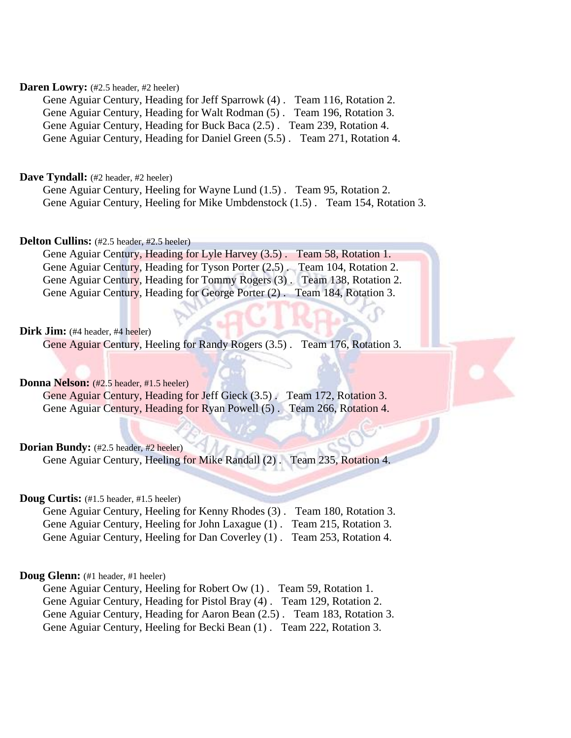**Daren Lowry:** (#2.5 header, #2 heeler)

Gene Aguiar Century, Heading for Jeff Sparrowk (4) . Team 116, Rotation 2.
Gene Aguiar Century, Heading for Walt Rodman (5) . Team 196, Rotation 3.
Gene Aguiar Century, Heading for Buck Baca (2.5) . Team 239, Rotation 4.
Gene Aguiar Century, Heading for Daniel Green (5.5) . Team 271, Rotation 4.

**Dave Tyndall:** (#2 header, #2 heeler)

Gene Aguiar Century, Heeling for Wayne Lund (1.5) . Team 95, Rotation 2.
Gene Aguiar Century, Heeling for Mike Umbdenstock (1.5) . Team 154, Rotation 3.

**Delton Cullins:** (#2.5 header, #2.5 heeler)

Gene Aguiar Century, Heading for Lyle Harvey (3.5) . Team 58, Rotation 1.
Gene Aguiar Century, Heading for Tyson Porter (2.5) . Team 104, Rotation 2.
Gene Aguiar Century, Heading for Tommy Rogers (3) . Team 138, Rotation 2.
Gene Aguiar Century, Heading for George Porter (2) . Team 184, Rotation 3.

**Dirk Jim:** (#4 header, #4 heeler)

Gene Aguiar Century, Heeling for Randy Rogers (3.5) . Team 176, Rotation 3.

**Donna Nelson:** (#2.5 header, #1.5 heeler)

Gene Aguiar Century, Heading for Jeff Gieck (3.5) . Team 172, Rotation 3.
Gene Aguiar Century, Heading for Ryan Powell (5) . Team 266, Rotation 4.

**Dorian Bundy:** (#2.5 header, #2 heeler)

Gene Aguiar Century, Heeling for Mike Randall (2) . Team 235, Rotation 4.

**Doug Curtis:** (#1.5 header, #1.5 heeler)

Gene Aguiar Century, Heeling for Kenny Rhodes (3) . Team 180, Rotation 3.
Gene Aguiar Century, Heeling for John Laxague (1) . Team 215, Rotation 3.
Gene Aguiar Century, Heeling for Dan Coverley (1) . Team 253, Rotation 4.

**Doug Glenn:** (#1 header, #1 heeler)

Gene Aguiar Century, Heeling for Robert Ow (1) . Team 59, Rotation 1.
Gene Aguiar Century, Heading for Pistol Bray (4) . Team 129, Rotation 2.
Gene Aguiar Century, Heading for Aaron Bean (2.5) . Team 183, Rotation 3.
Gene Aguiar Century, Heeling for Becki Bean (1) . Team 222, Rotation 3.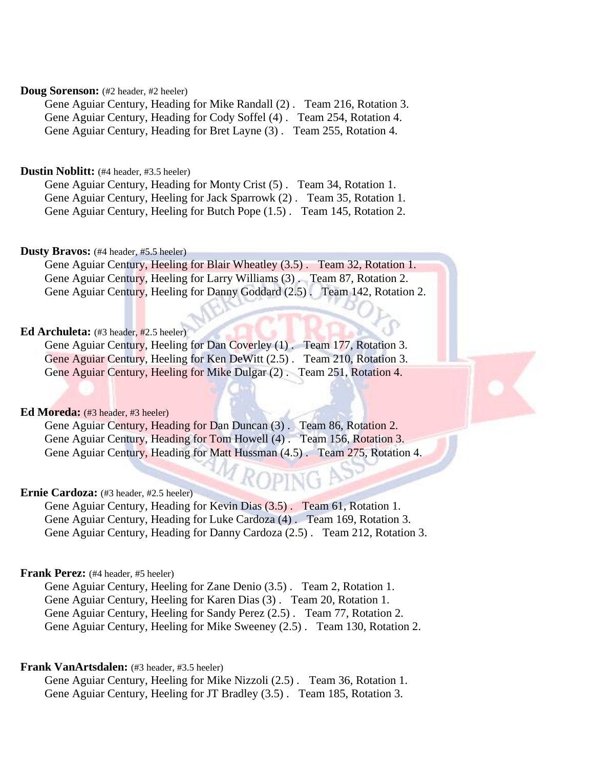**Doug Sorenson:** (#2 header, #2 heeler)

Gene Aguiar Century, Heading for Mike Randall (2) . Team 216, Rotation 3.
Gene Aguiar Century, Heading for Cody Soffel (4) . Team 254, Rotation 4.
Gene Aguiar Century, Heading for Bret Layne (3) . Team 255, Rotation 4.

**Dustin Noblitt:** (#4 header, #3.5 heeler)

Gene Aguiar Century, Heading for Monty Crist (5) . Team 34, Rotation 1.
Gene Aguiar Century, Heeling for Jack Sparrowk (2) . Team 35, Rotation 1.
Gene Aguiar Century, Heeling for Butch Pope (1.5) . Team 145, Rotation 2.

**Dusty Bravos:** (#4 header, #5.5 heeler)

Gene Aguiar Century, Heeling for Blair Wheatley (3.5) . Team 32, Rotation 1.
Gene Aguiar Century, Heeling for Larry Williams (3) . Team 87, Rotation 2.
Gene Aguiar Century, Heeling for Danny Goddard (2.5) . Team 142, Rotation 2.

**Ed Archuleta:** (#3 header, #2.5 heeler)

Gene Aguiar Century, Heeling for Dan Coverley (1) . Team 177, Rotation 3.
Gene Aguiar Century, Heeling for Ken DeWitt (2.5) . Team 210, Rotation 3.
Gene Aguiar Century, Heeling for Mike Dulgar (2) . Team 251, Rotation 4.

**Ed Moreda:** (#3 header, #3 heeler)

Gene Aguiar Century, Heading for Dan Duncan (3) . Team 86, Rotation 2.
Gene Aguiar Century, Heading for Tom Howell (4) . Team 156, Rotation 3.
Gene Aguiar Century, Heading for Matt Hussman (4.5) . Team 275, Rotation 4.

**Ernie Cardoza:** (#3 header, #2.5 heeler)

Gene Aguiar Century, Heading for Kevin Dias (3.5) . Team 61, Rotation 1.
Gene Aguiar Century, Heading for Luke Cardoza (4) . Team 169, Rotation 3.
Gene Aguiar Century, Heading for Danny Cardoza (2.5) . Team 212, Rotation 3.

**Frank Perez:** (#4 header, #5 heeler)

Gene Aguiar Century, Heeling for Zane Denio (3.5) . Team 2, Rotation 1.
Gene Aguiar Century, Heeling for Karen Dias (3) . Team 20, Rotation 1.
Gene Aguiar Century, Heeling for Sandy Perez (2.5) . Team 77, Rotation 2.
Gene Aguiar Century, Heeling for Mike Sweeney (2.5) . Team 130, Rotation 2.

**Frank VanArtsdalen:** (#3 header, #3.5 heeler)

Gene Aguiar Century, Heeling for Mike Nizzoli (2.5) . Team 36, Rotation 1.
Gene Aguiar Century, Heeling for JT Bradley (3.5) . Team 185, Rotation 3.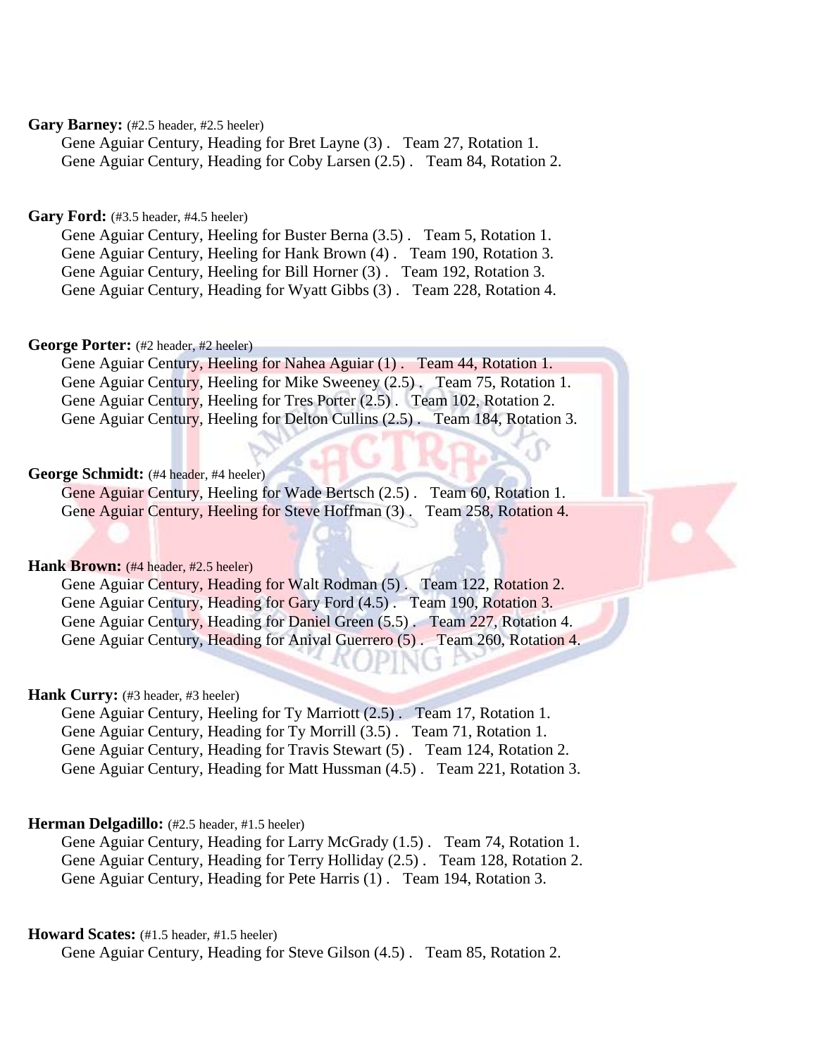**Gary Barney:** (#2.5 header, #2.5 heeler)

Gene Aguiar Century, Heading for Bret Layne (3) . Team 27, Rotation 1.
Gene Aguiar Century, Heading for Coby Larsen (2.5) . Team 84, Rotation 2.

**Gary Ford:** (#3.5 header, #4.5 heeler)

Gene Aguiar Century, Heeling for Buster Berna (3.5) . Team 5, Rotation 1.
Gene Aguiar Century, Heeling for Hank Brown (4) . Team 190, Rotation 3.
Gene Aguiar Century, Heeling for Bill Horner (3) . Team 192, Rotation 3.
Gene Aguiar Century, Heading for Wyatt Gibbs (3) . Team 228, Rotation 4.

**George Porter:** (#2 header, #2 heeler)

Gene Aguiar Century, Heeling for Nahea Aguiar (1) . Team 44, Rotation 1.
Gene Aguiar Century, Heeling for Mike Sweeney (2.5) . Team 75, Rotation 1.
Gene Aguiar Century, Heeling for Tres Porter (2.5) . Team 102, Rotation 2.
Gene Aguiar Century, Heeling for Delton Cullins (2.5) . Team 184, Rotation 3.

**George Schmidt:** (#4 header, #4 heeler)

Gene Aguiar Century, Heeling for Wade Bertsch (2.5) . Team 60, Rotation 1.
Gene Aguiar Century, Heeling for Steve Hoffman (3) . Team 258, Rotation 4.

**Hank Brown:** (#4 header, #2.5 heeler)

Gene Aguiar Century, Heading for Walt Rodman (5) . Team 122, Rotation 2.
Gene Aguiar Century, Heading for Gary Ford (4.5) . Team 190, Rotation 3.
Gene Aguiar Century, Heading for Daniel Green (5.5) . Team 227, Rotation 4.
Gene Aguiar Century, Heading for Anival Guerrero (5) . Team 260, Rotation 4.

**Hank Curry:** (#3 header, #3 heeler)

Gene Aguiar Century, Heeling for Ty Marriott (2.5) . Team 17, Rotation 1.
Gene Aguiar Century, Heading for Ty Morrill (3.5) . Team 71, Rotation 1.
Gene Aguiar Century, Heading for Travis Stewart (5) . Team 124, Rotation 2.
Gene Aguiar Century, Heading for Matt Hussman (4.5) . Team 221, Rotation 3.

**Herman Delgadillo:** (#2.5 header, #1.5 heeler)

Gene Aguiar Century, Heading for Larry McGrady (1.5) . Team 74, Rotation 1.
Gene Aguiar Century, Heading for Terry Holliday (2.5) . Team 128, Rotation 2.
Gene Aguiar Century, Heading for Pete Harris (1) . Team 194, Rotation 3.

**Howard Scates:** (#1.5 header, #1.5 heeler)

Gene Aguiar Century, Heading for Steve Gilson (4.5) . Team 85, Rotation 2.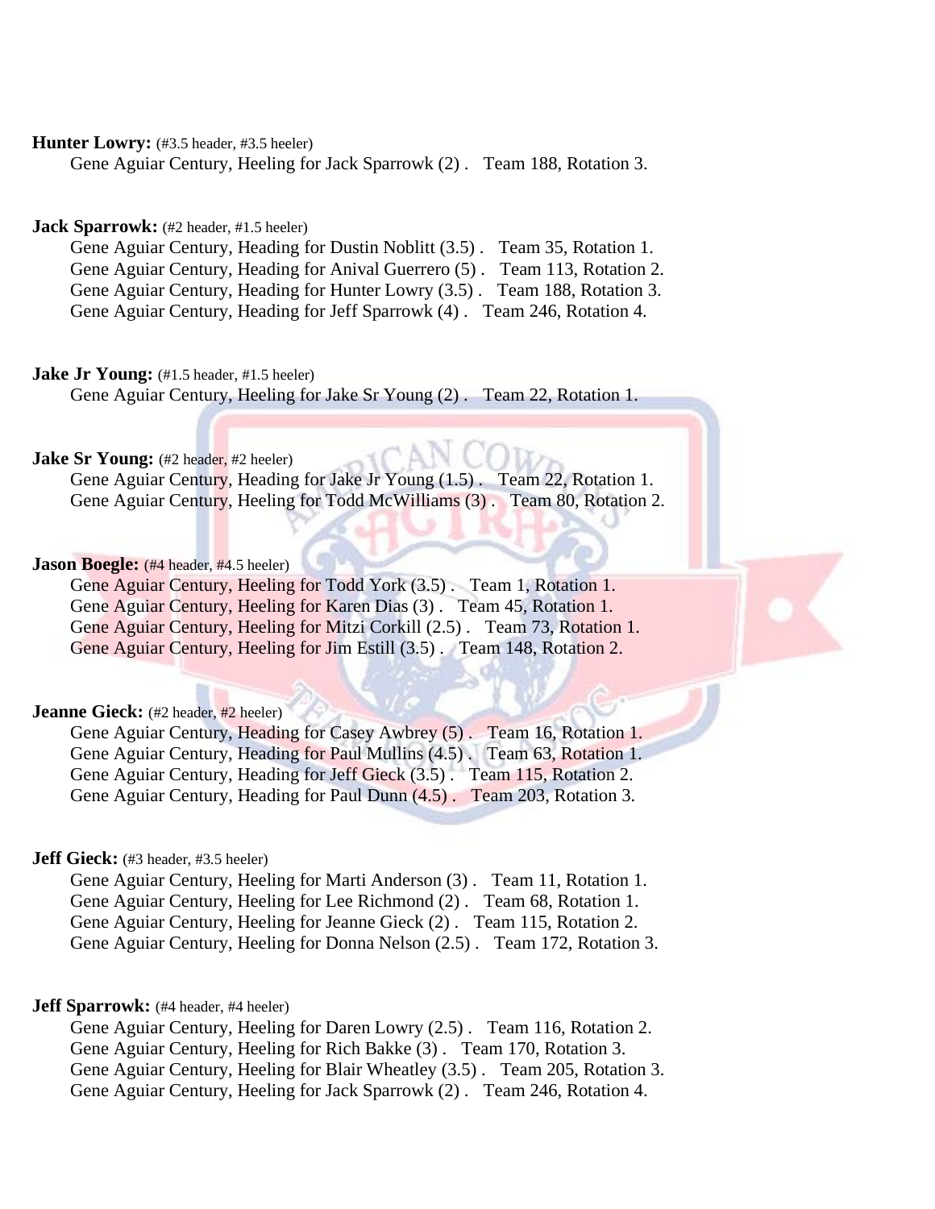**Hunter Lowry:** (#3.5 header, #3.5 heeler)

Gene Aguiar Century, Heeling for Jack Sparrowk (2) . Team 188, Rotation 3.

**Jack Sparrowk:** (#2 header, #1.5 heeler)

Gene Aguiar Century, Heading for Dustin Noblitt (3.5) . Team 35, Rotation 1.
Gene Aguiar Century, Heading for Anival Guerrero (5) . Team 113, Rotation 2.
Gene Aguiar Century, Heading for Hunter Lowry (3.5) . Team 188, Rotation 3.
Gene Aguiar Century, Heading for Jeff Sparrowk (4) . Team 246, Rotation 4.

**Jake Jr Young:** (#1.5 header, #1.5 heeler)

Gene Aguiar Century, Heeling for Jake Sr Young (2) . Team 22, Rotation 1.

**Jake Sr Young:** (#2 header, #2 heeler)

Gene Aguiar Century, Heading for Jake Jr Young (1.5) . Team 22, Rotation 1.
Gene Aguiar Century, Heeling for Todd McWilliams (3) . Team 80, Rotation 2.

**Jason Boegle:** (#4 header, #4.5 heeler)

Gene Aguiar Century, Heeling for Todd York (3.5) . Team 1, Rotation 1.
Gene Aguiar Century, Heeling for Karen Dias (3) . Team 45, Rotation 1.
Gene Aguiar Century, Heeling for Mitzi Corkill (2.5) . Team 73, Rotation 1.
Gene Aguiar Century, Heeling for Jim Estill (3.5) . Team 148, Rotation 2.

**Jeanne Gieck:** (#2 header, #2 heeler)

Gene Aguiar Century, Heading for Casey Awbrey (5) . Team 16, Rotation 1.
Gene Aguiar Century, Heading for Paul Mullins (4.5) . Team 63, Rotation 1.
Gene Aguiar Century, Heading for Jeff Gieck (3.5) . Team 115, Rotation 2.
Gene Aguiar Century, Heading for Paul Dunn (4.5) . Team 203, Rotation 3.

**Jeff Gieck:** (#3 header, #3.5 heeler)

Gene Aguiar Century, Heeling for Marti Anderson (3) . Team 11, Rotation 1.
Gene Aguiar Century, Heeling for Lee Richmond (2) . Team 68, Rotation 1.
Gene Aguiar Century, Heeling for Jeanne Gieck (2) . Team 115, Rotation 2.
Gene Aguiar Century, Heeling for Donna Nelson (2.5) . Team 172, Rotation 3.

**Jeff Sparrowk:** (#4 header, #4 heeler)

Gene Aguiar Century, Heeling for Daren Lowry (2.5) . Team 116, Rotation 2.
Gene Aguiar Century, Heeling for Rich Bakke (3) . Team 170, Rotation 3.
Gene Aguiar Century, Heeling for Blair Wheatley (3.5) . Team 205, Rotation 3.
Gene Aguiar Century, Heeling for Jack Sparrowk (2) . Team 246, Rotation 4.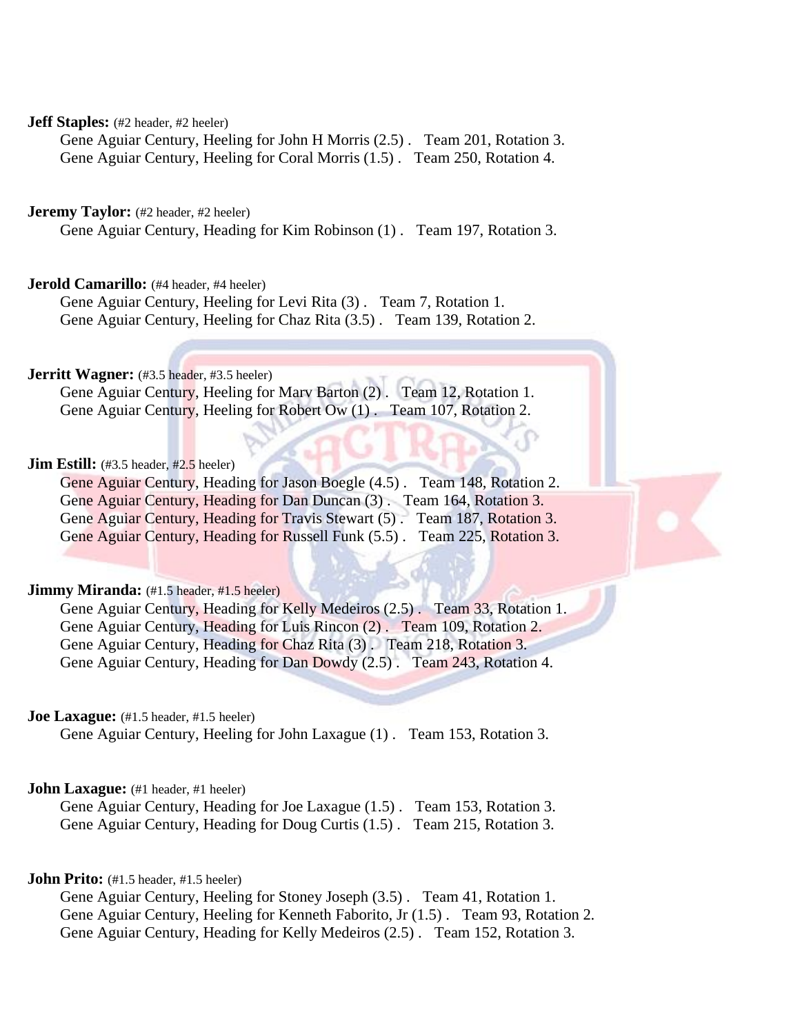**Jeff Staples:** (#2 header, #2 heeler)

Gene Aguiar Century, Heeling for John H Morris (2.5) . Team 201, Rotation 3.
Gene Aguiar Century, Heeling for Coral Morris (1.5) . Team 250, Rotation 4.

**Jeremy Taylor:** (#2 header, #2 heeler)

Gene Aguiar Century, Heading for Kim Robinson (1) . Team 197, Rotation 3.

**Jerold Camarillo:** (#4 header, #4 heeler)

Gene Aguiar Century, Heeling for Levi Rita (3) . Team 7, Rotation 1.
Gene Aguiar Century, Heeling for Chaz Rita (3.5) . Team 139, Rotation 2.

**Jerritt Wagner:** (#3.5 header, #3.5 heeler)

Gene Aguiar Century, Heeling for Marv Barton (2) . Team 12, Rotation 1.
Gene Aguiar Century, Heeling for Robert Ow (1) . Team 107, Rotation 2.

**Jim Estill:** (#3.5 header, #2.5 heeler)

Gene Aguiar Century, Heading for Jason Boegle (4.5) . Team 148, Rotation 2.
Gene Aguiar Century, Heading for Dan Duncan (3) . Team 164, Rotation 3.
Gene Aguiar Century, Heading for Travis Stewart (5) . Team 187, Rotation 3.
Gene Aguiar Century, Heading for Russell Funk (5.5) . Team 225, Rotation 3.

**Jimmy Miranda:** (#1.5 header, #1.5 heeler)

Gene Aguiar Century, Heading for Kelly Medeiros (2.5) . Team 33, Rotation 1.
Gene Aguiar Century, Heading for Luis Rincon (2) . Team 109, Rotation 2.
Gene Aguiar Century, Heading for Chaz Rita (3) . Team 218, Rotation 3.
Gene Aguiar Century, Heading for Dan Dowdy (2.5) . Team 243, Rotation 4.

**Joe Laxague:** (#1.5 header, #1.5 heeler)

Gene Aguiar Century, Heeling for John Laxague (1) . Team 153, Rotation 3.

**John Laxague:** (#1 header, #1 heeler)

Gene Aguiar Century, Heading for Joe Laxague (1.5) . Team 153, Rotation 3.
Gene Aguiar Century, Heading for Doug Curtis (1.5) . Team 215, Rotation 3.

**John Prito:** (#1.5 header, #1.5 heeler)

Gene Aguiar Century, Heeling for Stoney Joseph (3.5) . Team 41, Rotation 1.
Gene Aguiar Century, Heeling for Kenneth Faborito, Jr (1.5) . Team 93, Rotation 2.
Gene Aguiar Century, Heading for Kelly Medeiros (2.5) . Team 152, Rotation 3.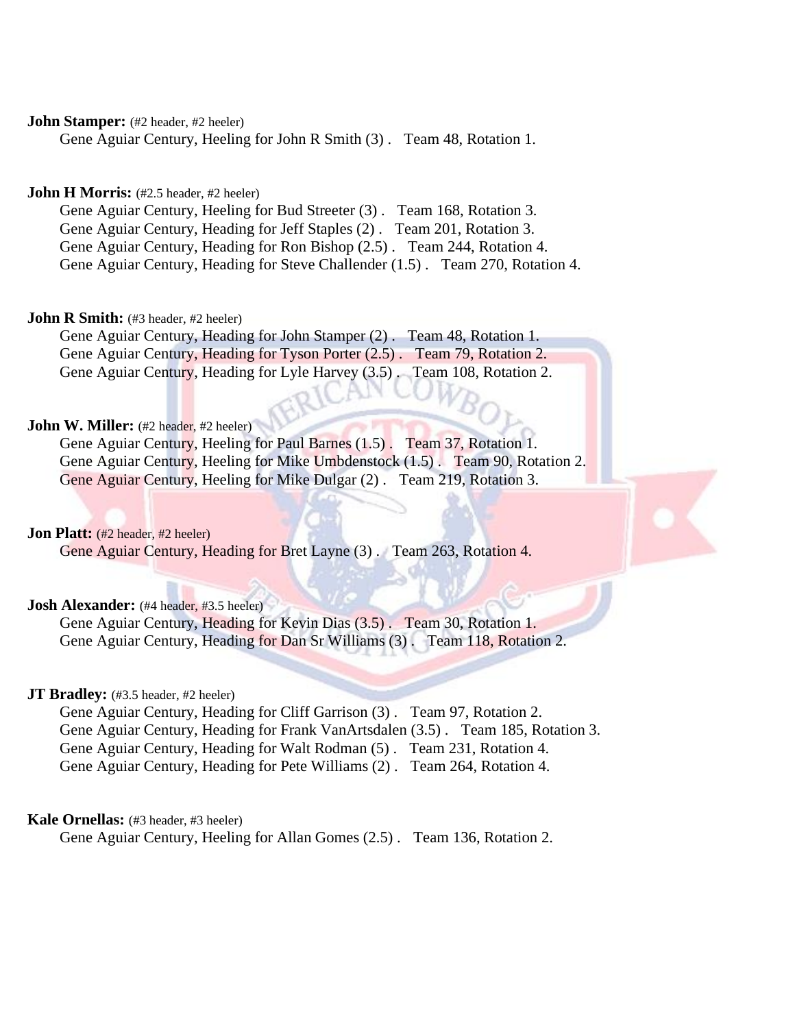**John Stamper:** (#2 header, #2 heeler)

Gene Aguiar Century, Heeling for John R Smith (3) . Team 48, Rotation 1.

**John H Morris:** (#2.5 header, #2 heeler)

Gene Aguiar Century, Heeling for Bud Streeter (3) . Team 168, Rotation 3.
Gene Aguiar Century, Heading for Jeff Staples (2) . Team 201, Rotation 3.
Gene Aguiar Century, Heading for Ron Bishop (2.5) . Team 244, Rotation 4.
Gene Aguiar Century, Heading for Steve Challender (1.5) . Team 270, Rotation 4.

**John R Smith:** (#3 header, #2 heeler)

Gene Aguiar Century, Heading for John Stamper (2) . Team 48, Rotation 1.
Gene Aguiar Century, Heading for Tyson Porter (2.5) . Team 79, Rotation 2.
Gene Aguiar Century, Heading for Lyle Harvey (3.5) . Team 108, Rotation 2.

**John W. Miller:** (#2 header, #2 heeler)

Gene Aguiar Century, Heeling for Paul Barnes (1.5) . Team 37, Rotation 1.
Gene Aguiar Century, Heeling for Mike Umbdenstock (1.5) . Team 90, Rotation 2.
Gene Aguiar Century, Heeling for Mike Dulgar (2) . Team 219, Rotation 3.

**Jon Platt:** (#2 header, #2 heeler)

Gene Aguiar Century, Heading for Bret Layne (3) . Team 263, Rotation 4.

**Josh Alexander:** (#4 header, #3.5 heeler)

Gene Aguiar Century, Heading for Kevin Dias (3.5) . Team 30, Rotation 1.
Gene Aguiar Century, Heading for Dan Sr Williams (3) . Team 118, Rotation 2.

**JT Bradley:** (#3.5 header, #2 heeler)

Gene Aguiar Century, Heading for Cliff Garrison (3) . Team 97, Rotation 2.
Gene Aguiar Century, Heading for Frank VanArtsdalen (3.5) . Team 185, Rotation 3.
Gene Aguiar Century, Heading for Walt Rodman (5) . Team 231, Rotation 4.
Gene Aguiar Century, Heading for Pete Williams (2) . Team 264, Rotation 4.

**Kale Ornellas:** (#3 header, #3 heeler)

Gene Aguiar Century, Heeling for Allan Gomes (2.5) . Team 136, Rotation 2.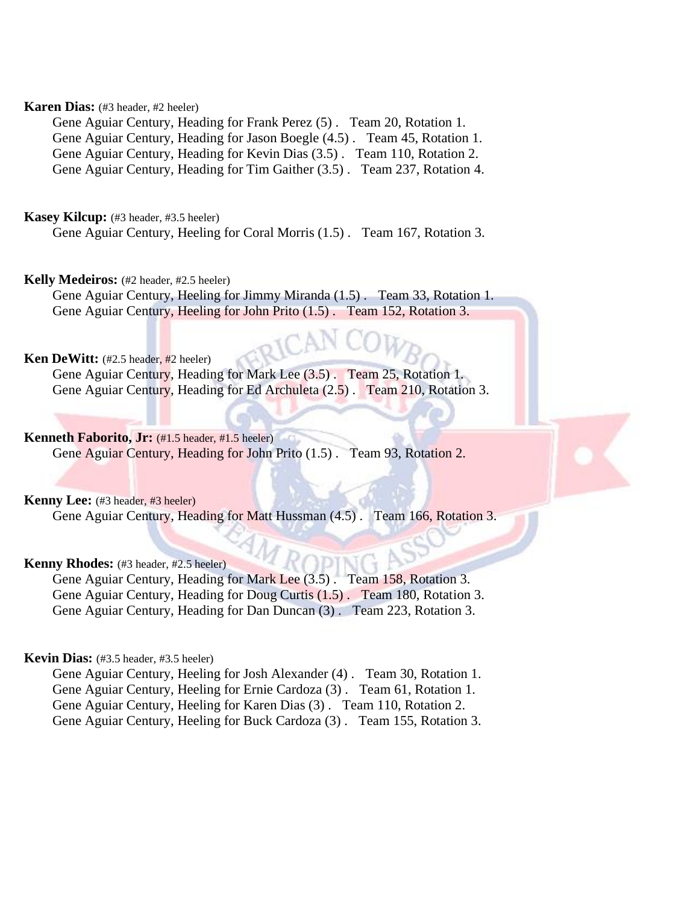**Karen Dias:** (#3 header, #2 heeler)

Gene Aguiar Century, Heading for Frank Perez (5) . Team 20, Rotation 1.
Gene Aguiar Century, Heading for Jason Boegle (4.5) . Team 45, Rotation 1.
Gene Aguiar Century, Heading for Kevin Dias (3.5) . Team 110, Rotation 2.
Gene Aguiar Century, Heading for Tim Gaither (3.5) . Team 237, Rotation 4.

**Kasey Kilcup:** (#3 header, #3.5 heeler)

Gene Aguiar Century, Heeling for Coral Morris (1.5) . Team 167, Rotation 3.

**Kelly Medeiros:** (#2 header, #2.5 heeler)

Gene Aguiar Century, Heeling for Jimmy Miranda (1.5) . Team 33, Rotation 1.
Gene Aguiar Century, Heeling for John Prito (1.5) . Team 152, Rotation 3.

**Ken DeWitt:** (#2.5 header, #2 heeler)

Gene Aguiar Century, Heading for Mark Lee (3.5) . Team 25, Rotation 1.
Gene Aguiar Century, Heading for Ed Archuleta (2.5) . Team 210, Rotation 3.

**Kenneth Faborito, Jr:** (#1.5 header, #1.5 heeler)

Gene Aguiar Century, Heading for John Prito (1.5) . Team 93, Rotation 2.

**Kenny Lee:** (#3 header, #3 heeler)

Gene Aguiar Century, Heading for Matt Hussman (4.5) . Team 166, Rotation 3.

**Kenny Rhodes:** (#3 header, #2.5 heeler)

Gene Aguiar Century, Heading for Mark Lee (3.5) . Team 158, Rotation 3.
Gene Aguiar Century, Heading for Doug Curtis (1.5) . Team 180, Rotation 3.
Gene Aguiar Century, Heading for Dan Duncan (3) . Team 223, Rotation 3.

**Kevin Dias:** (#3.5 header, #3.5 heeler)

Gene Aguiar Century, Heeling for Josh Alexander (4) . Team 30, Rotation 1.
Gene Aguiar Century, Heeling for Ernie Cardoza (3) . Team 61, Rotation 1.
Gene Aguiar Century, Heeling for Karen Dias (3) . Team 110, Rotation 2.
Gene Aguiar Century, Heeling for Buck Cardoza (3) . Team 155, Rotation 3.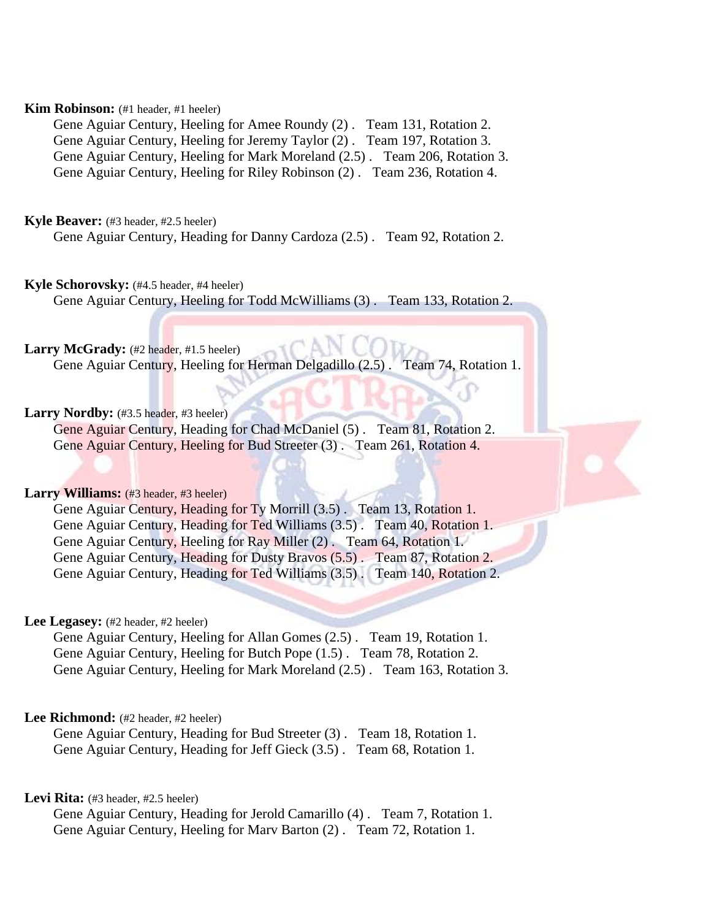**Kim Robinson:** (#1 header, #1 heeler)

Gene Aguiar Century, Heeling for Amee Roundy (2) . Team 131, Rotation 2.
Gene Aguiar Century, Heeling for Jeremy Taylor (2) . Team 197, Rotation 3.
Gene Aguiar Century, Heeling for Mark Moreland (2.5) . Team 206, Rotation 3.
Gene Aguiar Century, Heeling for Riley Robinson (2) . Team 236, Rotation 4.

**Kyle Beaver:** (#3 header, #2.5 heeler)

Gene Aguiar Century, Heading for Danny Cardoza (2.5) . Team 92, Rotation 2.

**Kyle Schorovsky:** (#4.5 header, #4 heeler)

Gene Aguiar Century, Heeling for Todd McWilliams (3) . Team 133, Rotation 2.

**Larry McGrady:** (#2 header, #1.5 heeler)

Gene Aguiar Century, Heeling for Herman Delgadillo (2.5) . Team 74, Rotation 1.

**Larry Nordby:** (#3.5 header, #3 heeler)

Gene Aguiar Century, Heading for Chad McDaniel (5) . Team 81, Rotation 2.
Gene Aguiar Century, Heeling for Bud Streeter (3) . Team 261, Rotation 4.

**Larry Williams:** (#3 header, #3 heeler)

Gene Aguiar Century, Heading for Ty Morrill (3.5) . Team 13, Rotation 1.
Gene Aguiar Century, Heading for Ted Williams (3.5) . Team 40, Rotation 1.
Gene Aguiar Century, Heeling for Ray Miller (2) . Team 64, Rotation 1.
Gene Aguiar Century, Heading for Dusty Bravos (5.5) . Team 87, Rotation 2.
Gene Aguiar Century, Heading for Ted Williams (3.5) . Team 140, Rotation 2.

**Lee Legasey:** (#2 header, #2 heeler)

Gene Aguiar Century, Heeling for Allan Gomes (2.5) . Team 19, Rotation 1.
Gene Aguiar Century, Heeling for Butch Pope (1.5) . Team 78, Rotation 2.
Gene Aguiar Century, Heeling for Mark Moreland (2.5) . Team 163, Rotation 3.

**Lee Richmond:** (#2 header, #2 heeler)

Gene Aguiar Century, Heading for Bud Streeter (3) . Team 18, Rotation 1.
Gene Aguiar Century, Heading for Jeff Gieck (3.5) . Team 68, Rotation 1.

**Levi Rita:** (#3 header, #2.5 heeler)

Gene Aguiar Century, Heading for Jerold Camarillo (4) . Team 7, Rotation 1.
Gene Aguiar Century, Heeling for Marv Barton (2) . Team 72, Rotation 1.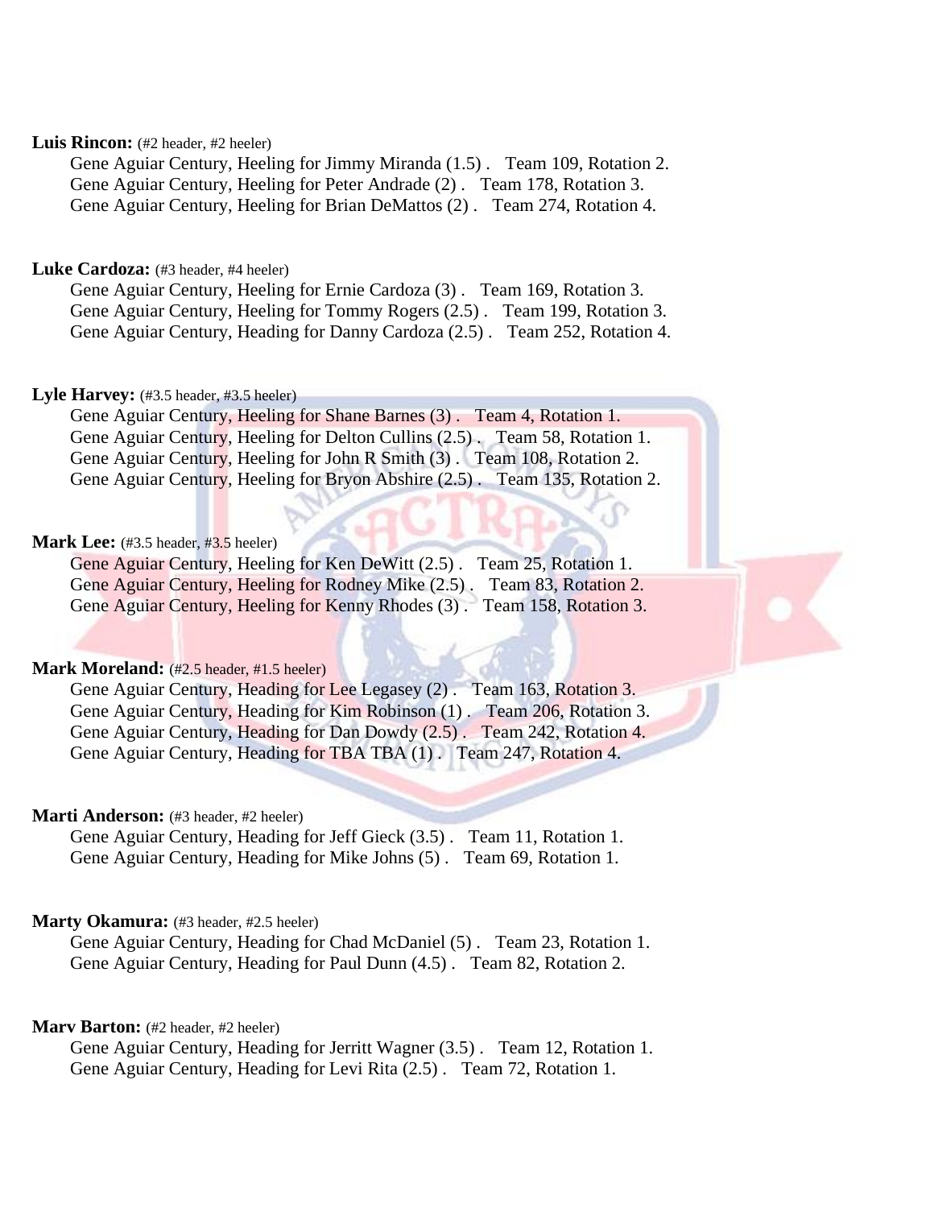**Luis Rincon:** (#2 header, #2 heeler)

Gene Aguiar Century, Heeling for Jimmy Miranda (1.5) . Team 109, Rotation 2.
Gene Aguiar Century, Heeling for Peter Andrade (2) . Team 178, Rotation 3.
Gene Aguiar Century, Heeling for Brian DeMattos (2) . Team 274, Rotation 4.

**Luke Cardoza:** (#3 header, #4 heeler)

Gene Aguiar Century, Heeling for Ernie Cardoza (3) . Team 169, Rotation 3.
Gene Aguiar Century, Heeling for Tommy Rogers (2.5) . Team 199, Rotation 3.
Gene Aguiar Century, Heading for Danny Cardoza (2.5) . Team 252, Rotation 4.

**Lyle Harvey:** (#3.5 header, #3.5 heeler)

Gene Aguiar Century, Heeling for Shane Barnes (3) . Team 4, Rotation 1.
Gene Aguiar Century, Heeling for Delton Cullins (2.5) . Team 58, Rotation 1.
Gene Aguiar Century, Heeling for John R Smith (3) . Team 108, Rotation 2.
Gene Aguiar Century, Heeling for Bryon Abshire (2.5) . Team 135, Rotation 2.

**Mark Lee:** (#3.5 header, #3.5 heeler)

Gene Aguiar Century, Heeling for Ken DeWitt (2.5) . Team 25, Rotation 1.
Gene Aguiar Century, Heeling for Rodney Mike (2.5) . Team 83, Rotation 2.
Gene Aguiar Century, Heeling for Kenny Rhodes (3) . Team 158, Rotation 3.

**Mark Moreland:** (#2.5 header, #1.5 heeler)

Gene Aguiar Century, Heading for Lee Legasey (2) . Team 163, Rotation 3.
Gene Aguiar Century, Heading for Kim Robinson (1) . Team 206, Rotation 3.
Gene Aguiar Century, Heading for Dan Dowdy (2.5) . Team 242, Rotation 4.
Gene Aguiar Century, Heading for TBA TBA (1) . Team 247, Rotation 4.

**Marti Anderson:** (#3 header, #2 heeler)

Gene Aguiar Century, Heading for Jeff Gieck (3.5) . Team 11, Rotation 1.
Gene Aguiar Century, Heading for Mike Johns (5) . Team 69, Rotation 1.

**Marty Okamura:** (#3 header, #2.5 heeler)

Gene Aguiar Century, Heading for Chad McDaniel (5) . Team 23, Rotation 1.
Gene Aguiar Century, Heading for Paul Dunn (4.5) . Team 82, Rotation 2.

**Marv Barton:** (#2 header, #2 heeler)

Gene Aguiar Century, Heading for Jerritt Wagner (3.5) . Team 12, Rotation 1.
Gene Aguiar Century, Heading for Levi Rita (2.5) . Team 72, Rotation 1.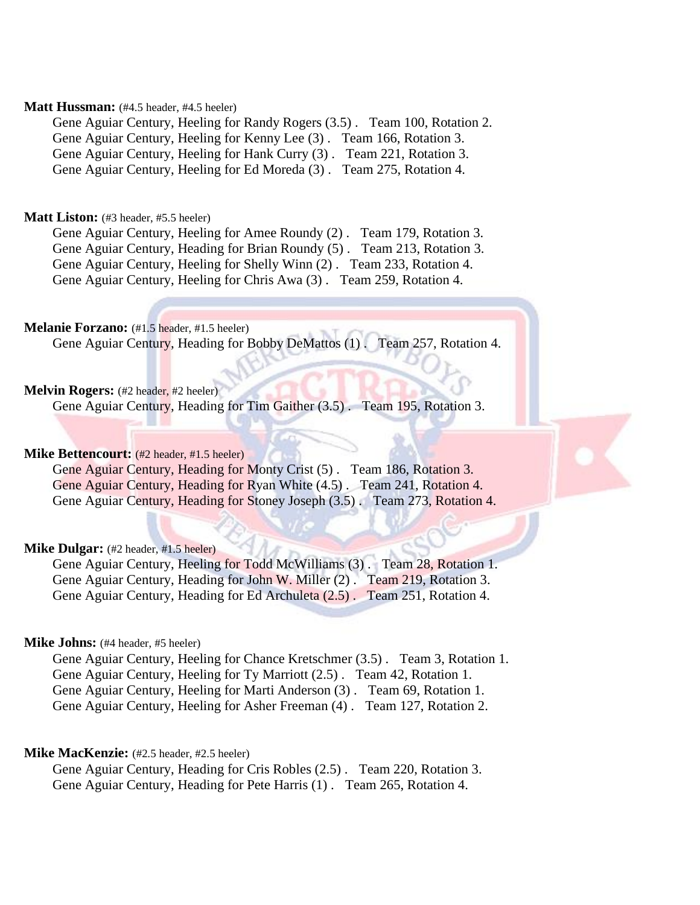**Matt Hussman:** (#4.5 header, #4.5 heeler)

Gene Aguiar Century, Heeling for Randy Rogers (3.5) . Team 100, Rotation 2.
Gene Aguiar Century, Heeling for Kenny Lee (3) . Team 166, Rotation 3.
Gene Aguiar Century, Heeling for Hank Curry (3) . Team 221, Rotation 3.
Gene Aguiar Century, Heeling for Ed Moreda (3) . Team 275, Rotation 4.

**Matt Liston:** (#3 header, #5.5 heeler)

Gene Aguiar Century, Heeling for Amee Roundy (2) . Team 179, Rotation 3.
Gene Aguiar Century, Heading for Brian Roundy (5) . Team 213, Rotation 3.
Gene Aguiar Century, Heeling for Shelly Winn (2) . Team 233, Rotation 4.
Gene Aguiar Century, Heeling for Chris Awa (3) . Team 259, Rotation 4.

**Melanie Forzano:** (#1.5 header, #1.5 heeler)

Gene Aguiar Century, Heading for Bobby DeMattos (1) . Team 257, Rotation 4.

**Melvin Rogers:** (#2 header, #2 heeler)

Gene Aguiar Century, Heading for Tim Gaither (3.5) . Team 195, Rotation 3.

**Mike Bettencourt:** (#2 header, #1.5 heeler)

Gene Aguiar Century, Heading for Monty Crist (5) . Team 186, Rotation 3.
Gene Aguiar Century, Heading for Ryan White (4.5) . Team 241, Rotation 4.
Gene Aguiar Century, Heading for Stoney Joseph (3.5) . Team 273, Rotation 4.

**Mike Dulgar:** (#2 header, #1.5 heeler)

Gene Aguiar Century, Heeling for Todd McWilliams (3) . Team 28, Rotation 1.
Gene Aguiar Century, Heading for John W. Miller (2) . Team 219, Rotation 3.
Gene Aguiar Century, Heading for Ed Archuleta (2.5) . Team 251, Rotation 4.

**Mike Johns:** (#4 header, #5 heeler)

Gene Aguiar Century, Heeling for Chance Kretschmer (3.5) . Team 3, Rotation 1.
Gene Aguiar Century, Heeling for Ty Marriott (2.5) . Team 42, Rotation 1.
Gene Aguiar Century, Heeling for Marti Anderson (3) . Team 69, Rotation 1.
Gene Aguiar Century, Heeling for Asher Freeman (4) . Team 127, Rotation 2.

**Mike MacKenzie:** (#2.5 header, #2.5 heeler)

Gene Aguiar Century, Heading for Cris Robles (2.5) . Team 220, Rotation 3.
Gene Aguiar Century, Heading for Pete Harris (1) . Team 265, Rotation 4.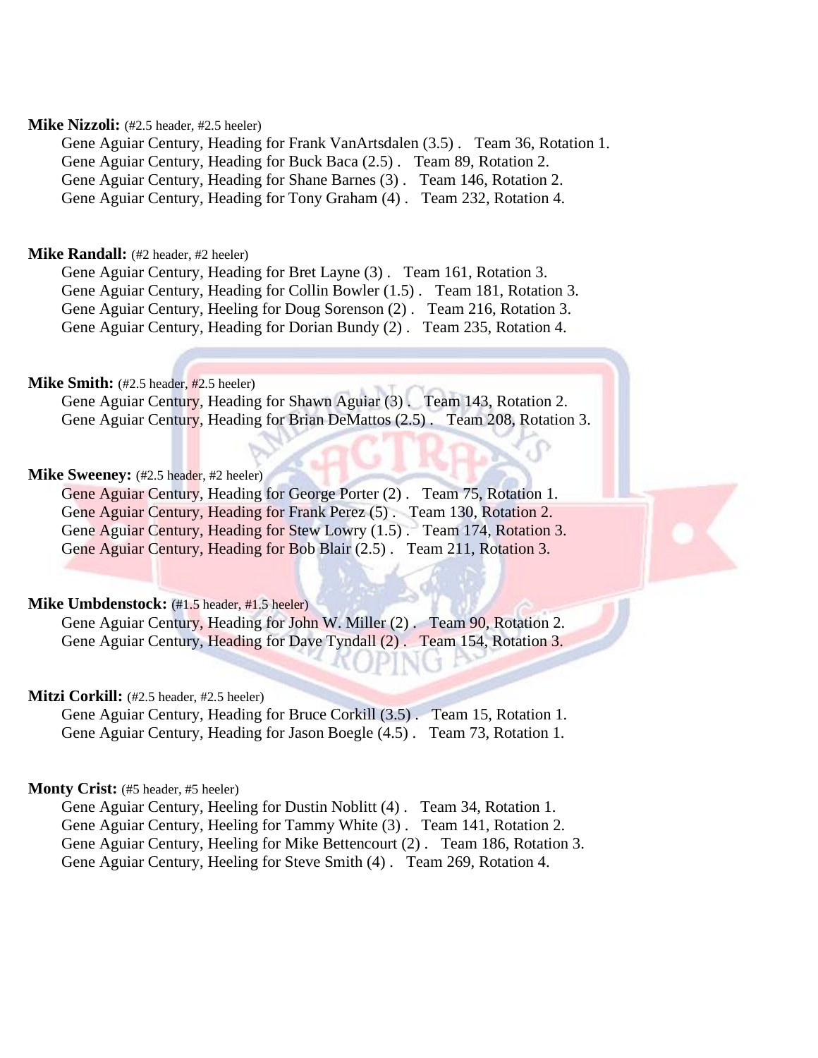**Mike Nizzoli:** (#2.5 header, #2.5 heeler)

Gene Aguiar Century, Heading for Frank VanArtsdalen (3.5) . Team 36, Rotation 1.
Gene Aguiar Century, Heading for Buck Baca (2.5) . Team 89, Rotation 2.
Gene Aguiar Century, Heading for Shane Barnes (3) . Team 146, Rotation 2.
Gene Aguiar Century, Heading for Tony Graham (4) . Team 232, Rotation 4.

**Mike Randall:** (#2 header, #2 heeler)

Gene Aguiar Century, Heading for Bret Layne (3) . Team 161, Rotation 3.
Gene Aguiar Century, Heading for Collin Bowler (1.5) . Team 181, Rotation 3.
Gene Aguiar Century, Heeling for Doug Sorenson (2) . Team 216, Rotation 3.
Gene Aguiar Century, Heading for Dorian Bundy (2) . Team 235, Rotation 4.

**Mike Smith:** (#2.5 header, #2.5 heeler)

Gene Aguiar Century, Heading for Shawn Aguiar (3) . Team 143, Rotation 2.
Gene Aguiar Century, Heading for Brian DeMattos (2.5) . Team 208, Rotation 3.

**Mike Sweeney:** (#2.5 header, #2 heeler)

Gene Aguiar Century, Heading for George Porter (2) . Team 75, Rotation 1.
Gene Aguiar Century, Heading for Frank Perez (5) . Team 130, Rotation 2.
Gene Aguiar Century, Heading for Stew Lowry (1.5) . Team 174, Rotation 3.
Gene Aguiar Century, Heading for Bob Blair (2.5) . Team 211, Rotation 3.

**Mike Umbdenstock:** (#1.5 header, #1.5 heeler)

Gene Aguiar Century, Heading for John W. Miller (2) . Team 90, Rotation 2.
Gene Aguiar Century, Heading for Dave Tyndall (2) . Team 154, Rotation 3.

**Mitzi Corkill:** (#2.5 header, #2.5 heeler)

Gene Aguiar Century, Heading for Bruce Corkill (3.5) . Team 15, Rotation 1.
Gene Aguiar Century, Heading for Jason Boegle (4.5) . Team 73, Rotation 1.

**Monty Crist:** (#5 header, #5 heeler)

Gene Aguiar Century, Heeling for Dustin Noblitt (4) . Team 34, Rotation 1.
Gene Aguiar Century, Heeling for Tammy White (3) . Team 141, Rotation 2.
Gene Aguiar Century, Heeling for Mike Bettencourt (2) . Team 186, Rotation 3.
Gene Aguiar Century, Heeling for Steve Smith (4) . Team 269, Rotation 4.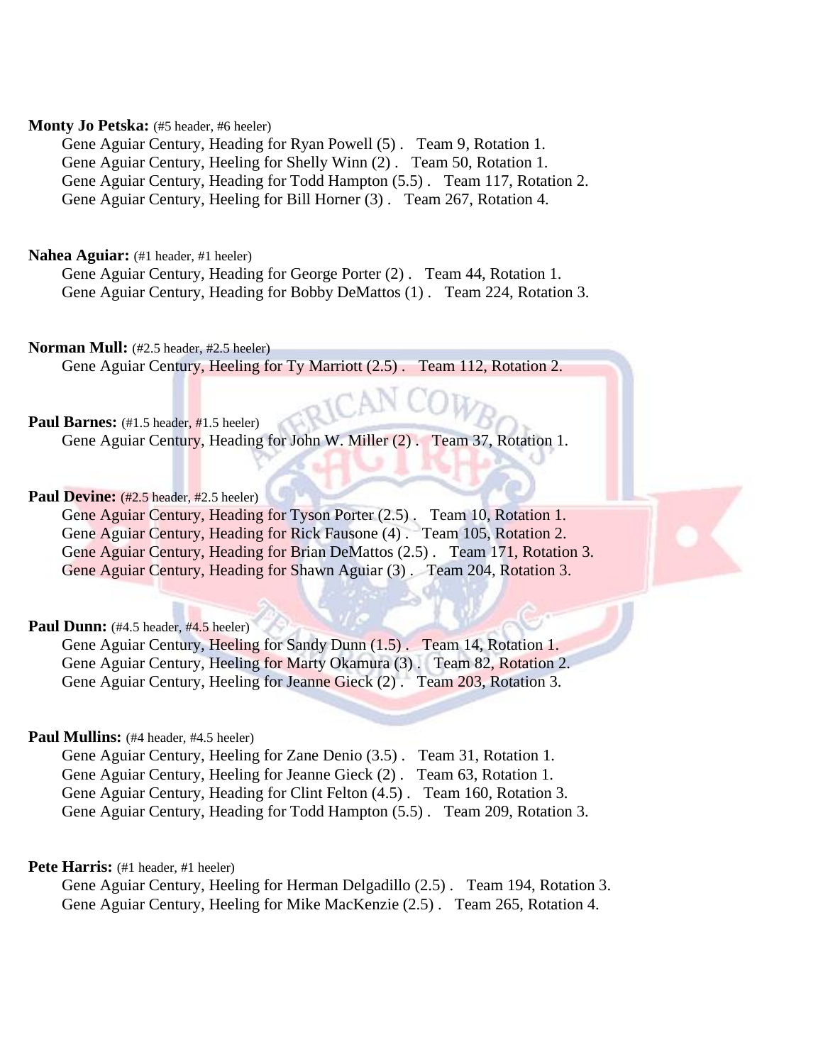**Monty Jo Petska:** (#5 header, #6 heeler)

Gene Aguiar Century, Heading for Ryan Powell (5) . Team 9, Rotation 1.
Gene Aguiar Century, Heeling for Shelly Winn (2) . Team 50, Rotation 1.
Gene Aguiar Century, Heading for Todd Hampton (5.5) . Team 117, Rotation 2.
Gene Aguiar Century, Heeling for Bill Horner (3) . Team 267, Rotation 4.

**Nahea Aguiar:** (#1 header, #1 heeler)

Gene Aguiar Century, Heading for George Porter (2) . Team 44, Rotation 1.
Gene Aguiar Century, Heading for Bobby DeMattos (1) . Team 224, Rotation 3.

**Norman Mull:** (#2.5 header, #2.5 heeler)

Gene Aguiar Century, Heeling for Ty Marriott (2.5) . Team 112, Rotation 2.

**Paul Barnes:** (#1.5 header, #1.5 heeler)

Gene Aguiar Century, Heading for John W. Miller (2) . Team 37, Rotation 1.

**Paul Devine:** (#2.5 header, #2.5 heeler)

Gene Aguiar Century, Heading for Tyson Porter (2.5) . Team 10, Rotation 1.
Gene Aguiar Century, Heading for Rick Fausone (4) . Team 105, Rotation 2.
Gene Aguiar Century, Heading for Brian DeMattos (2.5) . Team 171, Rotation 3.
Gene Aguiar Century, Heading for Shawn Aguiar (3) . Team 204, Rotation 3.

**Paul Dunn:** (#4.5 header, #4.5 heeler)

Gene Aguiar Century, Heeling for Sandy Dunn (1.5) . Team 14, Rotation 1.
Gene Aguiar Century, Heeling for Marty Okamura (3) . Team 82, Rotation 2.
Gene Aguiar Century, Heeling for Jeanne Gieck (2) . Team 203, Rotation 3.

**Paul Mullins:** (#4 header, #4.5 heeler)

Gene Aguiar Century, Heeling for Zane Denio (3.5) . Team 31, Rotation 1.
Gene Aguiar Century, Heeling for Jeanne Gieck (2) . Team 63, Rotation 1.
Gene Aguiar Century, Heading for Clint Felton (4.5) . Team 160, Rotation 3.
Gene Aguiar Century, Heading for Todd Hampton (5.5) . Team 209, Rotation 3.

**Pete Harris:** (#1 header, #1 heeler)

Gene Aguiar Century, Heeling for Herman Delgadillo (2.5) . Team 194, Rotation 3.
Gene Aguiar Century, Heeling for Mike MacKenzie (2.5) . Team 265, Rotation 4.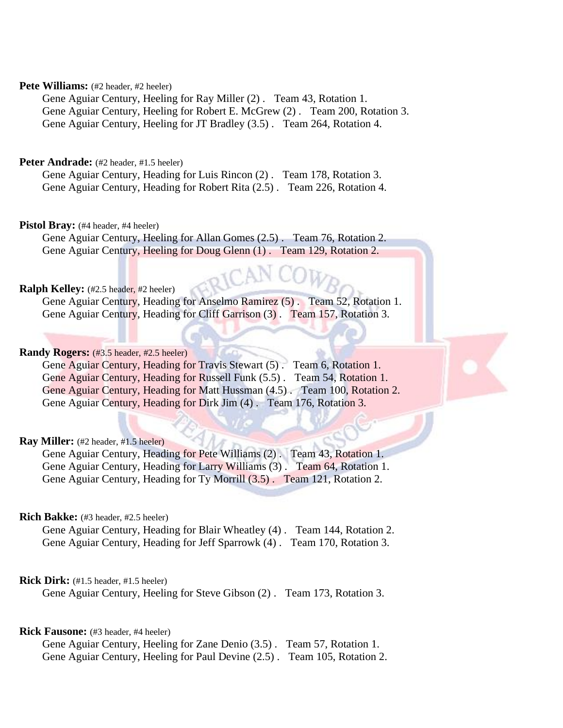**Pete Williams:** (#2 header, #2 heeler)

Gene Aguiar Century, Heeling for Ray Miller (2) . Team 43, Rotation 1.
Gene Aguiar Century, Heeling for Robert E. McGrew (2) . Team 200, Rotation 3.
Gene Aguiar Century, Heeling for JT Bradley (3.5) . Team 264, Rotation 4.

**Peter Andrade:** (#2 header, #1.5 heeler)

Gene Aguiar Century, Heading for Luis Rincon (2) . Team 178, Rotation 3.
Gene Aguiar Century, Heading for Robert Rita (2.5) . Team 226, Rotation 4.

**Pistol Bray:** (#4 header, #4 heeler)

Gene Aguiar Century, Heeling for Allan Gomes (2.5) . Team 76, Rotation 2.
Gene Aguiar Century, Heeling for Doug Glenn (1) . Team 129, Rotation 2.

**Ralph Kelley:** (#2.5 header, #2 heeler)

Gene Aguiar Century, Heading for Anselmo Ramirez (5) . Team 52, Rotation 1.
Gene Aguiar Century, Heading for Cliff Garrison (3) . Team 157, Rotation 3.

**Randy Rogers:** (#3.5 header, #2.5 heeler)

Gene Aguiar Century, Heading for Travis Stewart (5) . Team 6, Rotation 1.
Gene Aguiar Century, Heading for Russell Funk (5.5) . Team 54, Rotation 1.
Gene Aguiar Century, Heading for Matt Hussman (4.5) . Team 100, Rotation 2.
Gene Aguiar Century, Heading for Dirk Jim (4) . Team 176, Rotation 3.

**Ray Miller:** (#2 header, #1.5 heeler)

Gene Aguiar Century, Heading for Pete Williams (2) . Team 43, Rotation 1.
Gene Aguiar Century, Heading for Larry Williams (3) . Team 64, Rotation 1.
Gene Aguiar Century, Heading for Ty Morrill (3.5) . Team 121, Rotation 2.

**Rich Bakke:** (#3 header, #2.5 heeler)

Gene Aguiar Century, Heading for Blair Wheatley (4) . Team 144, Rotation 2.
Gene Aguiar Century, Heading for Jeff Sparrowk (4) . Team 170, Rotation 3.

**Rick Dirk:** (#1.5 header, #1.5 heeler)

Gene Aguiar Century, Heeling for Steve Gibson (2) . Team 173, Rotation 3.

**Rick Fausone:** (#3 header, #4 heeler)

Gene Aguiar Century, Heeling for Zane Denio (3.5) . Team 57, Rotation 1.
Gene Aguiar Century, Heeling for Paul Devine (2.5) . Team 105, Rotation 2.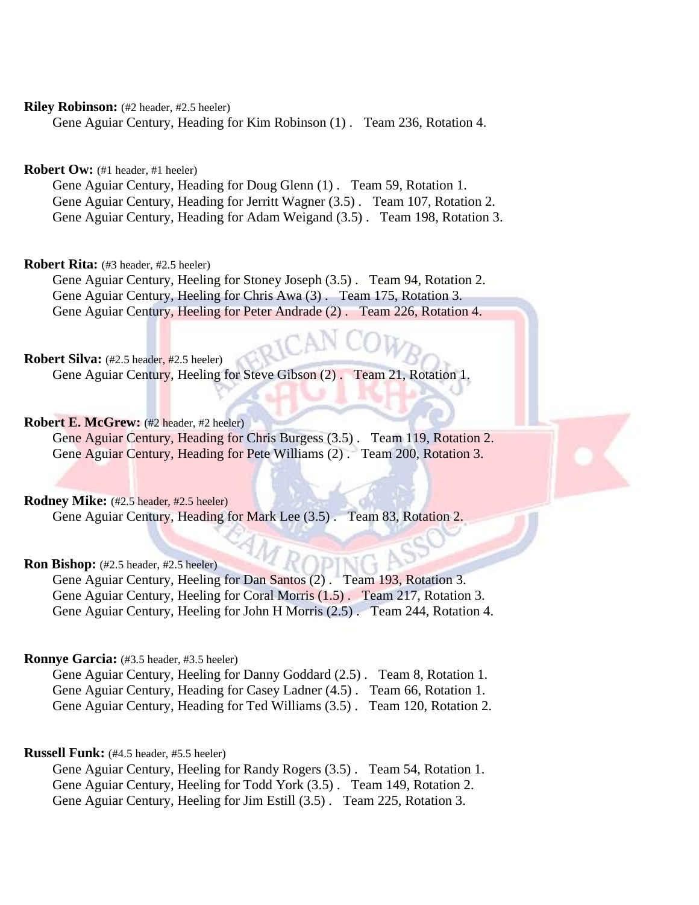**Riley Robinson:** (#2 header, #2.5 heeler)

Gene Aguiar Century, Heading for Kim Robinson (1) . Team 236, Rotation 4.

**Robert Ow:** (#1 header, #1 heeler)

Gene Aguiar Century, Heading for Doug Glenn (1) . Team 59, Rotation 1.
Gene Aguiar Century, Heading for Jerritt Wagner (3.5) . Team 107, Rotation 2.
Gene Aguiar Century, Heading for Adam Weigand (3.5) . Team 198, Rotation 3.

**Robert Rita:** (#3 header, #2.5 heeler)

Gene Aguiar Century, Heeling for Stoney Joseph (3.5) . Team 94, Rotation 2.
Gene Aguiar Century, Heeling for Chris Awa (3) . Team 175, Rotation 3.
Gene Aguiar Century, Heeling for Peter Andrade (2) . Team 226, Rotation 4.

**Robert Silva:** (#2.5 header, #2.5 heeler)

Gene Aguiar Century, Heeling for Steve Gibson (2) . Team 21, Rotation 1.

**Robert E. McGrew:** (#2 header, #2 heeler)

Gene Aguiar Century, Heading for Chris Burgess (3.5) . Team 119, Rotation 2.
Gene Aguiar Century, Heading for Pete Williams (2) . Team 200, Rotation 3.

**Rodney Mike:** (#2.5 header, #2.5 heeler)

Gene Aguiar Century, Heading for Mark Lee (3.5) . Team 83, Rotation 2.

**Ron Bishop:** (#2.5 header, #2.5 heeler)

Gene Aguiar Century, Heeling for Dan Santos (2) . Team 193, Rotation 3.
Gene Aguiar Century, Heeling for Coral Morris (1.5) . Team 217, Rotation 3.
Gene Aguiar Century, Heeling for John H Morris (2.5) . Team 244, Rotation 4.

**Ronnye Garcia:** (#3.5 header, #3.5 heeler)

Gene Aguiar Century, Heeling for Danny Goddard (2.5) . Team 8, Rotation 1.
Gene Aguiar Century, Heading for Casey Ladner (4.5) . Team 66, Rotation 1.
Gene Aguiar Century, Heading for Ted Williams (3.5) . Team 120, Rotation 2.

**Russell Funk:** (#4.5 header, #5.5 heeler)

Gene Aguiar Century, Heeling for Randy Rogers (3.5) . Team 54, Rotation 1.
Gene Aguiar Century, Heeling for Todd York (3.5) . Team 149, Rotation 2.
Gene Aguiar Century, Heeling for Jim Estill (3.5) . Team 225, Rotation 3.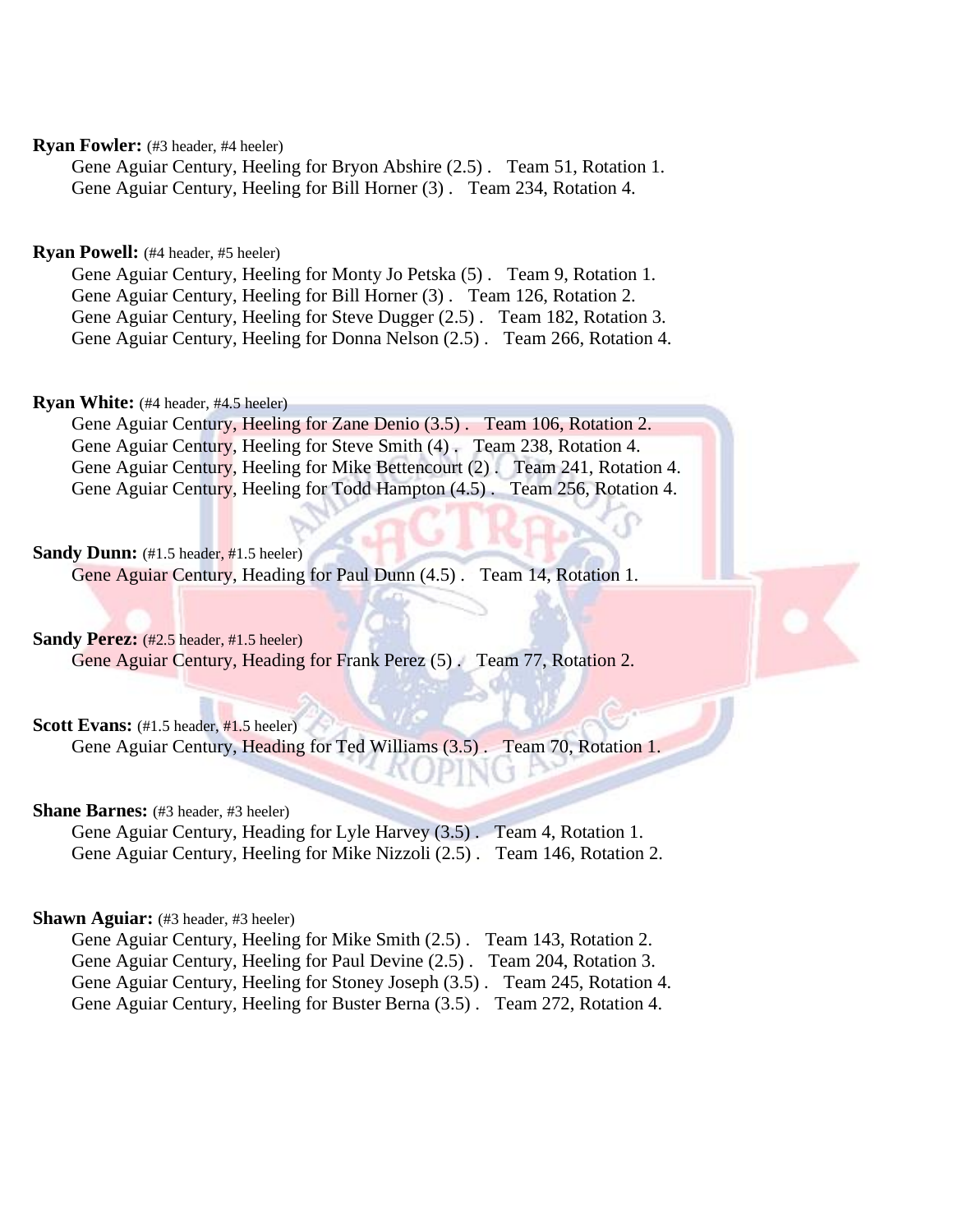**Ryan Fowler:** (#3 header, #4 heeler)

Gene Aguiar Century, Heeling for Bryon Abshire (2.5) . Team 51, Rotation 1.
Gene Aguiar Century, Heeling for Bill Horner (3) . Team 234, Rotation 4.

**Ryan Powell:** (#4 header, #5 heeler)

Gene Aguiar Century, Heeling for Monty Jo Petska (5) . Team 9, Rotation 1.
Gene Aguiar Century, Heeling for Bill Horner (3) . Team 126, Rotation 2.
Gene Aguiar Century, Heeling for Steve Dugger (2.5) . Team 182, Rotation 3.
Gene Aguiar Century, Heeling for Donna Nelson (2.5) . Team 266, Rotation 4.

**Ryan White:** (#4 header, #4.5 heeler)

Gene Aguiar Century, Heeling for Zane Denio (3.5) . Team 106, Rotation 2.
Gene Aguiar Century, Heeling for Steve Smith (4) . Team 238, Rotation 4.
Gene Aguiar Century, Heeling for Mike Bettencourt (2) . Team 241, Rotation 4.
Gene Aguiar Century, Heeling for Todd Hampton (4.5) . Team 256, Rotation 4.

**Sandy Dunn:** (#1.5 header, #1.5 heeler)

Gene Aguiar Century, Heading for Paul Dunn (4.5) . Team 14, Rotation 1.

**Sandy Perez:** (#2.5 header, #1.5 heeler)

Gene Aguiar Century, Heading for Frank Perez (5) . Team 77, Rotation 2.

**Scott Evans:** (#1.5 header, #1.5 heeler)

Gene Aguiar Century, Heading for Ted Williams (3.5) . Team 70, Rotation 1.

**Shane Barnes:** (#3 header, #3 heeler)

Gene Aguiar Century, Heading for Lyle Harvey (3.5) . Team 4, Rotation 1.
Gene Aguiar Century, Heeling for Mike Nizzoli (2.5) . Team 146, Rotation 2.

**Shawn Aguiar:** (#3 header, #3 heeler)

Gene Aguiar Century, Heeling for Mike Smith (2.5) . Team 143, Rotation 2.
Gene Aguiar Century, Heeling for Paul Devine (2.5) . Team 204, Rotation 3.
Gene Aguiar Century, Heeling for Stoney Joseph (3.5) . Team 245, Rotation 4.
Gene Aguiar Century, Heeling for Buster Berna (3.5) . Team 272, Rotation 4.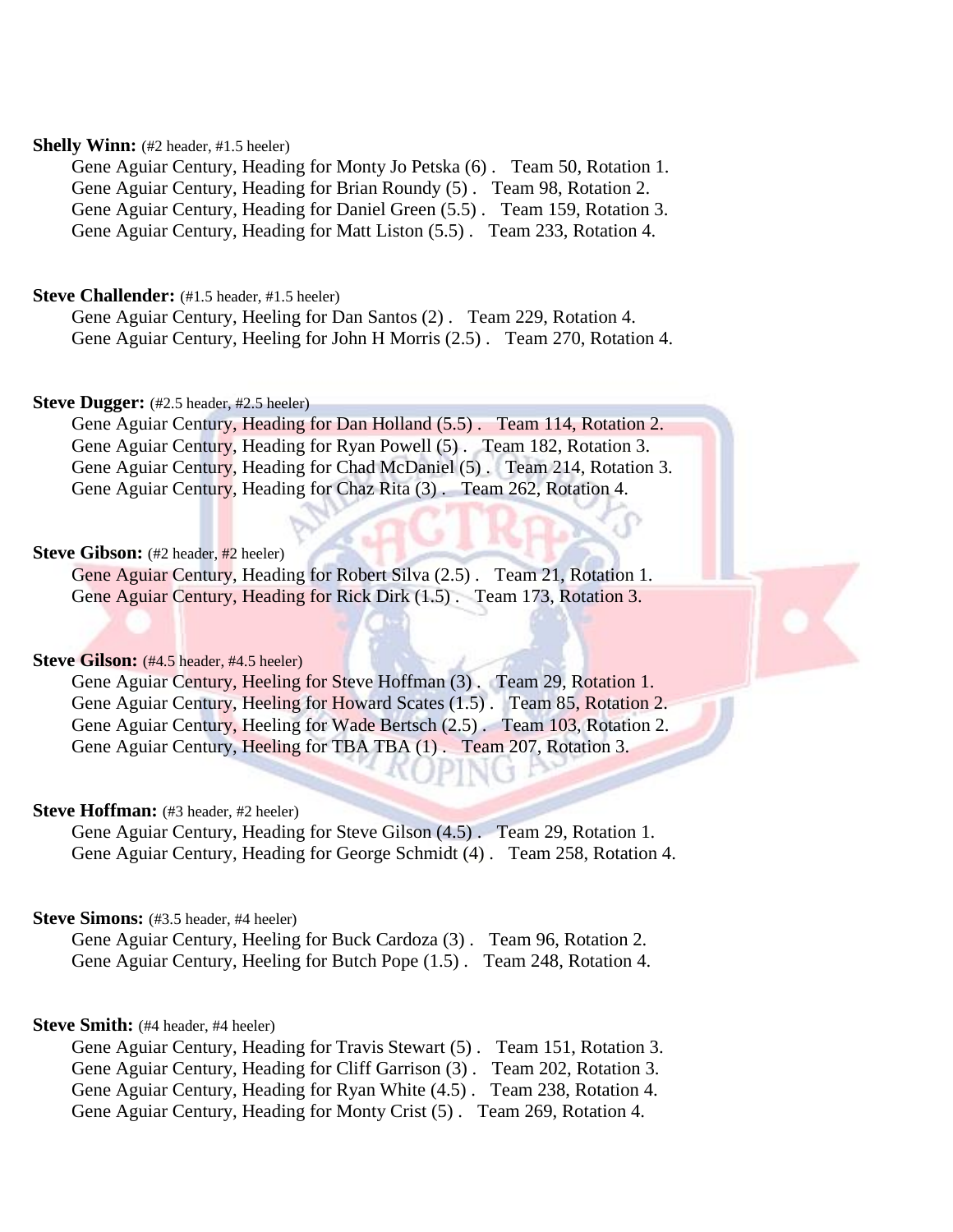**Shelly Winn:** (#2 header, #1.5 heeler)

Gene Aguiar Century, Heading for Monty Jo Petska (6) . Team 50, Rotation 1.
Gene Aguiar Century, Heading for Brian Roundy (5) . Team 98, Rotation 2.
Gene Aguiar Century, Heading for Daniel Green (5.5) . Team 159, Rotation 3.
Gene Aguiar Century, Heading for Matt Liston (5.5) . Team 233, Rotation 4.

**Steve Challender:** (#1.5 header, #1.5 heeler)

Gene Aguiar Century, Heeling for Dan Santos (2) . Team 229, Rotation 4.
Gene Aguiar Century, Heeling for John H Morris (2.5) . Team 270, Rotation 4.

**Steve Dugger:** (#2.5 header, #2.5 heeler)

Gene Aguiar Century, Heading for Dan Holland (5.5) . Team 114, Rotation 2.
Gene Aguiar Century, Heading for Ryan Powell (5) . Team 182, Rotation 3.
Gene Aguiar Century, Heading for Chad McDaniel (5) . Team 214, Rotation 3.
Gene Aguiar Century, Heading for Chaz Rita (3) . Team 262, Rotation 4.

**Steve Gibson:** (#2 header, #2 heeler)

Gene Aguiar Century, Heading for Robert Silva (2.5) . Team 21, Rotation 1.
Gene Aguiar Century, Heading for Rick Dirk (1.5) . Team 173, Rotation 3.

**Steve Gilson:** (#4.5 header, #4.5 heeler)

Gene Aguiar Century, Heeling for Steve Hoffman (3) . Team 29, Rotation 1.
Gene Aguiar Century, Heeling for Howard Scates (1.5) . Team 85, Rotation 2.
Gene Aguiar Century, Heeling for Wade Bertsch (2.5) . Team 103, Rotation 2.
Gene Aguiar Century, Heeling for TBA TBA (1) . Team 207, Rotation 3.

**Steve Hoffman:** (#3 header, #2 heeler)

Gene Aguiar Century, Heading for Steve Gilson (4.5) . Team 29, Rotation 1.
Gene Aguiar Century, Heading for George Schmidt (4) . Team 258, Rotation 4.

**Steve Simons:** (#3.5 header, #4 heeler)

Gene Aguiar Century, Heeling for Buck Cardoza (3) . Team 96, Rotation 2.
Gene Aguiar Century, Heeling for Butch Pope (1.5) . Team 248, Rotation 4.

**Steve Smith:** (#4 header, #4 heeler)

Gene Aguiar Century, Heading for Travis Stewart (5) . Team 151, Rotation 3.
Gene Aguiar Century, Heading for Cliff Garrison (3) . Team 202, Rotation 3.
Gene Aguiar Century, Heading for Ryan White (4.5) . Team 238, Rotation 4.
Gene Aguiar Century, Heading for Monty Crist (5) . Team 269, Rotation 4.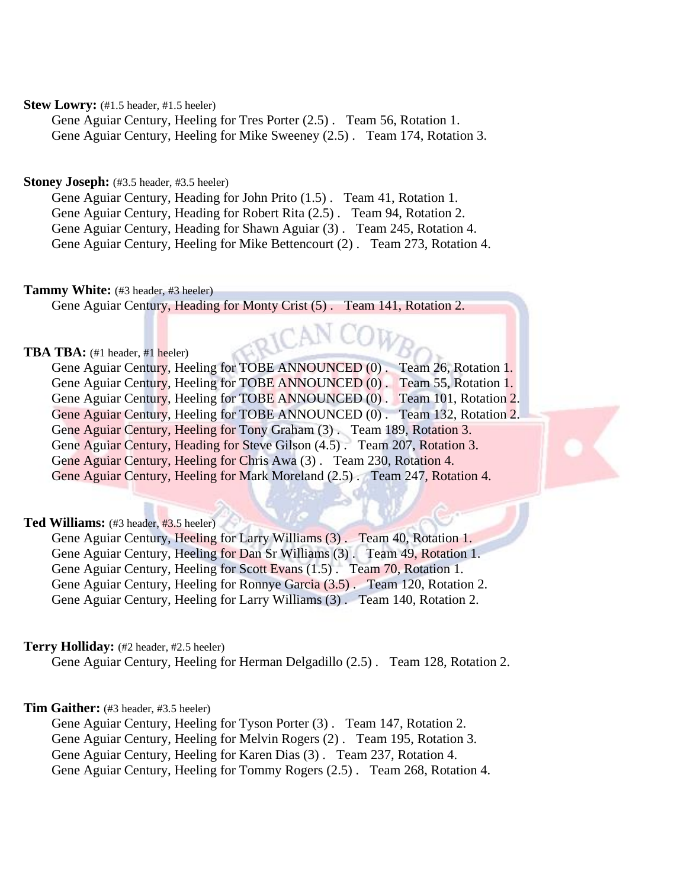**Stew Lowry:** (#1.5 header, #1.5 heeler)

Gene Aguiar Century, Heeling for Tres Porter (2.5) . Team 56, Rotation 1.
Gene Aguiar Century, Heeling for Mike Sweeney (2.5) . Team 174, Rotation 3.

**Stoney Joseph:** (#3.5 header, #3.5 heeler)

Gene Aguiar Century, Heading for John Prito (1.5) . Team 41, Rotation 1.
Gene Aguiar Century, Heading for Robert Rita (2.5) . Team 94, Rotation 2.
Gene Aguiar Century, Heading for Shawn Aguiar (3) . Team 245, Rotation 4.
Gene Aguiar Century, Heeling for Mike Bettencourt (2) . Team 273, Rotation 4.

**Tammy White:** (#3 header, #3 heeler)

Gene Aguiar Century, Heading for Monty Crist (5) . Team 141, Rotation 2.

**TBA TBA:** (#1 header, #1 heeler)

Gene Aguiar Century, Heeling for TOBE ANNOUNCED (0) . Team 26, Rotation 1.
Gene Aguiar Century, Heeling for TOBE ANNOUNCED (0) . Team 55, Rotation 1.
Gene Aguiar Century, Heeling for TOBE ANNOUNCED (0) . Team 101, Rotation 2.
Gene Aguiar Century, Heeling for TOBE ANNOUNCED (0) . Team 132, Rotation 2.
Gene Aguiar Century, Heeling for Tony Graham (3) . Team 189, Rotation 3.
Gene Aguiar Century, Heading for Steve Gilson (4.5) . Team 207, Rotation 3.
Gene Aguiar Century, Heeling for Chris Awa (3) . Team 230, Rotation 4.
Gene Aguiar Century, Heeling for Mark Moreland (2.5) . Team 247, Rotation 4.

**Ted Williams:** (#3 header, #3.5 heeler)

Gene Aguiar Century, Heeling for Larry Williams (3) . Team 40, Rotation 1.
Gene Aguiar Century, Heeling for Dan Sr Williams (3) . Team 49, Rotation 1.
Gene Aguiar Century, Heeling for Scott Evans (1.5) . Team 70, Rotation 1.
Gene Aguiar Century, Heeling for Ronnye Garcia (3.5) . Team 120, Rotation 2.
Gene Aguiar Century, Heeling for Larry Williams (3) . Team 140, Rotation 2.

**Terry Holliday:** (#2 header, #2.5 heeler)

Gene Aguiar Century, Heeling for Herman Delgadillo (2.5) . Team 128, Rotation 2.

**Tim Gaither:** (#3 header, #3.5 heeler)

Gene Aguiar Century, Heeling for Tyson Porter (3) . Team 147, Rotation 2.
Gene Aguiar Century, Heeling for Melvin Rogers (2) . Team 195, Rotation 3.
Gene Aguiar Century, Heeling for Karen Dias (3) . Team 237, Rotation 4.
Gene Aguiar Century, Heeling for Tommy Rogers (2.5) . Team 268, Rotation 4.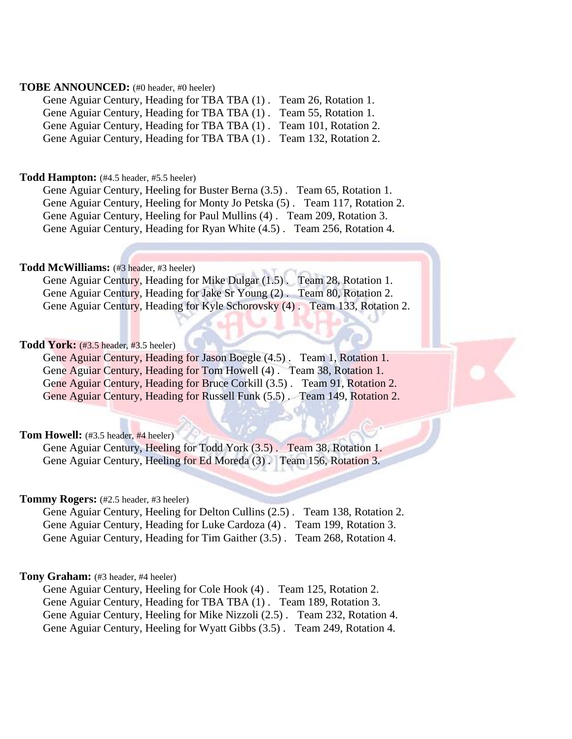**TOBE ANNOUNCED:** (#0 header, #0 heeler)

Gene Aguiar Century, Heading for TBA TBA (1) . Team 26, Rotation 1.
Gene Aguiar Century, Heading for TBA TBA (1) . Team 55, Rotation 1.
Gene Aguiar Century, Heading for TBA TBA (1) . Team 101, Rotation 2.
Gene Aguiar Century, Heading for TBA TBA (1) . Team 132, Rotation 2.

**Todd Hampton:** (#4.5 header, #5.5 heeler)

Gene Aguiar Century, Heeling for Buster Berna (3.5) . Team 65, Rotation 1.
Gene Aguiar Century, Heeling for Monty Jo Petska (5) . Team 117, Rotation 2.
Gene Aguiar Century, Heeling for Paul Mullins (4) . Team 209, Rotation 3.
Gene Aguiar Century, Heading for Ryan White (4.5) . Team 256, Rotation 4.

**Todd McWilliams:** (#3 header, #3 heeler)

Gene Aguiar Century, Heading for Mike Dulgar (1.5) . Team 28, Rotation 1.
Gene Aguiar Century, Heading for Jake Sr Young (2) . Team 80, Rotation 2.
Gene Aguiar Century, Heading for Kyle Schorovsky (4) . Team 133, Rotation 2.

**Todd York:** (#3.5 header, #3.5 heeler)

Gene Aguiar Century, Heading for Jason Boegle (4.5) . Team 1, Rotation 1.
Gene Aguiar Century, Heading for Tom Howell (4) . Team 38, Rotation 1.
Gene Aguiar Century, Heading for Bruce Corkill (3.5) . Team 91, Rotation 2.
Gene Aguiar Century, Heading for Russell Funk (5.5) . Team 149, Rotation 2.

**Tom Howell:** (#3.5 header, #4 heeler)

Gene Aguiar Century, Heeling for Todd York (3.5) . Team 38, Rotation 1.
Gene Aguiar Century, Heeling for Ed Moreda (3) . Team 156, Rotation 3.

**Tommy Rogers:** (#2.5 header, #3 heeler)

Gene Aguiar Century, Heeling for Delton Cullins (2.5) . Team 138, Rotation 2.
Gene Aguiar Century, Heading for Luke Cardoza (4) . Team 199, Rotation 3.
Gene Aguiar Century, Heading for Tim Gaither (3.5) . Team 268, Rotation 4.

**Tony Graham:** (#3 header, #4 heeler)

Gene Aguiar Century, Heeling for Cole Hook (4) . Team 125, Rotation 2.
Gene Aguiar Century, Heading for TBA TBA (1) . Team 189, Rotation 3.
Gene Aguiar Century, Heeling for Mike Nizzoli (2.5) . Team 232, Rotation 4.
Gene Aguiar Century, Heeling for Wyatt Gibbs (3.5) . Team 249, Rotation 4.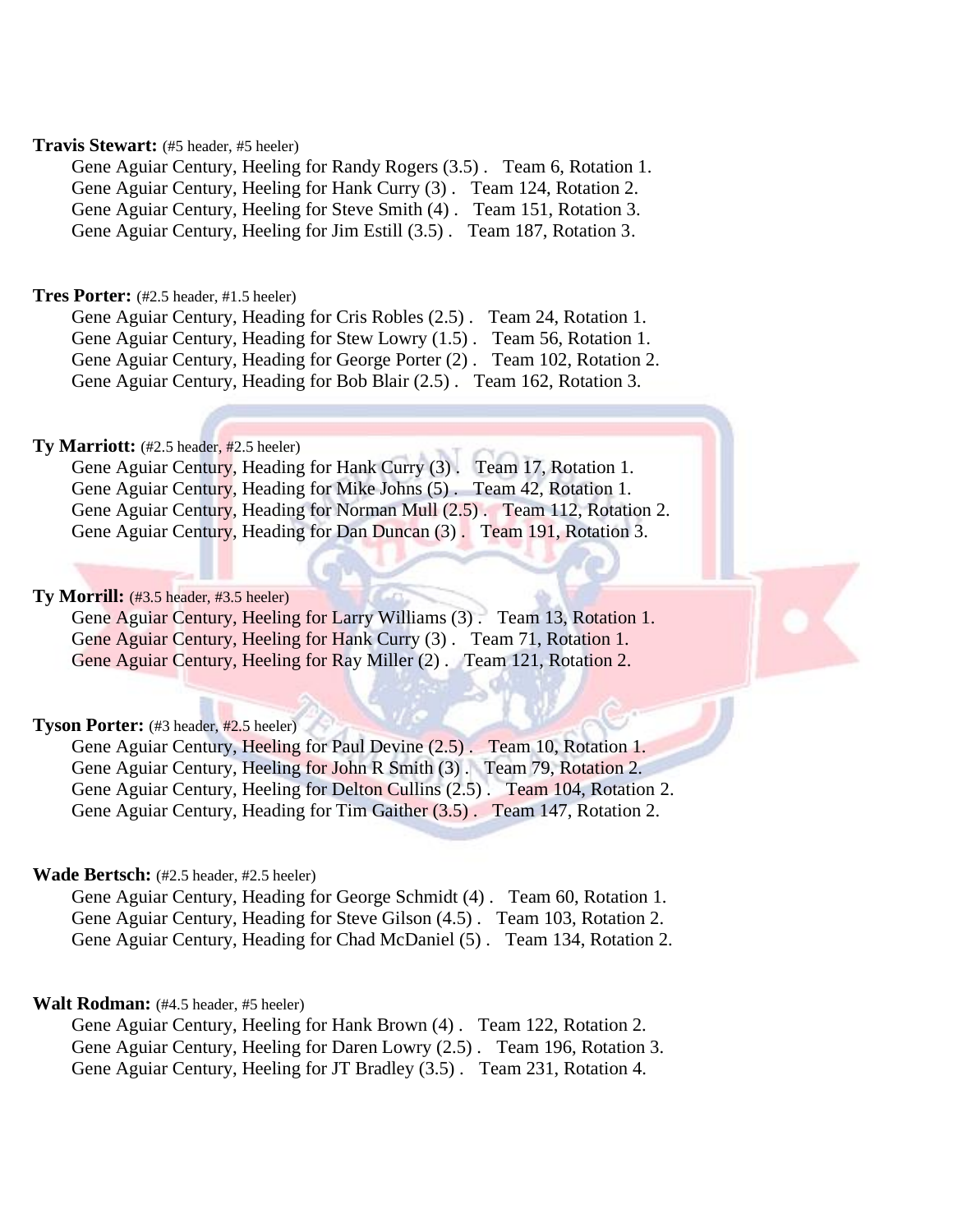**Travis Stewart:** (#5 header, #5 heeler)

Gene Aguiar Century, Heeling for Randy Rogers (3.5) . Team 6, Rotation 1.
Gene Aguiar Century, Heeling for Hank Curry (3) . Team 124, Rotation 2.
Gene Aguiar Century, Heeling for Steve Smith (4) . Team 151, Rotation 3.
Gene Aguiar Century, Heeling for Jim Estill (3.5) . Team 187, Rotation 3.

**Tres Porter:** (#2.5 header, #1.5 heeler)

Gene Aguiar Century, Heading for Cris Robles (2.5) . Team 24, Rotation 1.
Gene Aguiar Century, Heading for Stew Lowry (1.5) . Team 56, Rotation 1.
Gene Aguiar Century, Heading for George Porter (2) . Team 102, Rotation 2.
Gene Aguiar Century, Heading for Bob Blair (2.5) . Team 162, Rotation 3.

**Ty Marriott:** (#2.5 header, #2.5 heeler)

Gene Aguiar Century, Heading for Hank Curry (3) . Team 17, Rotation 1.
Gene Aguiar Century, Heading for Mike Johns (5) . Team 42, Rotation 1.
Gene Aguiar Century, Heading for Norman Mull (2.5) . Team 112, Rotation 2.
Gene Aguiar Century, Heading for Dan Duncan (3) . Team 191, Rotation 3.

**Ty Morrill:** (#3.5 header, #3.5 heeler)

Gene Aguiar Century, Heeling for Larry Williams (3) . Team 13, Rotation 1.
Gene Aguiar Century, Heeling for Hank Curry (3) . Team 71, Rotation 1.
Gene Aguiar Century, Heeling for Ray Miller (2) . Team 121, Rotation 2.

**Tyson Porter:** (#3 header, #2.5 heeler)

Gene Aguiar Century, Heeling for Paul Devine (2.5) . Team 10, Rotation 1.
Gene Aguiar Century, Heeling for John R Smith (3) . Team 79, Rotation 2.
Gene Aguiar Century, Heeling for Delton Cullins (2.5) . Team 104, Rotation 2.
Gene Aguiar Century, Heading for Tim Gaither (3.5) . Team 147, Rotation 2.

**Wade Bertsch:** (#2.5 header, #2.5 heeler)

Gene Aguiar Century, Heading for George Schmidt (4) . Team 60, Rotation 1.
Gene Aguiar Century, Heading for Steve Gilson (4.5) . Team 103, Rotation 2.
Gene Aguiar Century, Heading for Chad McDaniel (5) . Team 134, Rotation 2.

**Walt Rodman:** (#4.5 header, #5 heeler)

Gene Aguiar Century, Heeling for Hank Brown (4) . Team 122, Rotation 2.
Gene Aguiar Century, Heeling for Daren Lowry (2.5) . Team 196, Rotation 3.
Gene Aguiar Century, Heeling for JT Bradley (3.5) . Team 231, Rotation 4.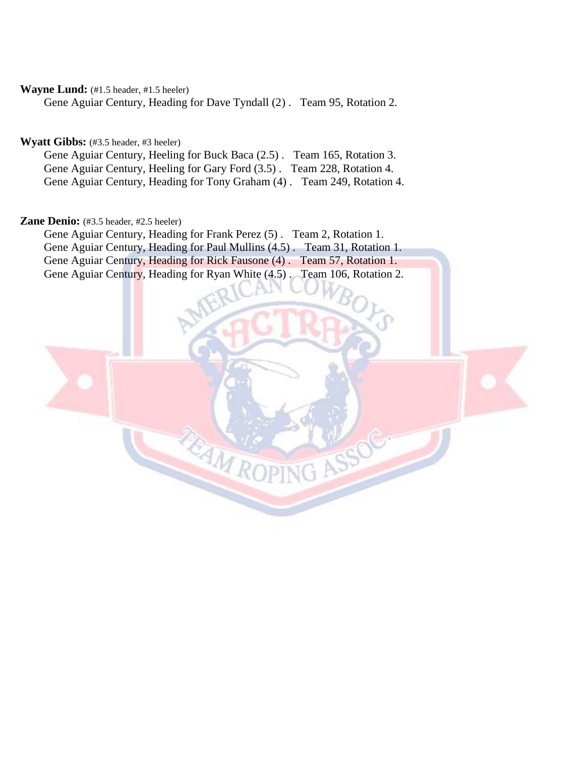**Wayne Lund:** (#1.5 header, #1.5 heeler)

Gene Aguiar Century, Heading for Dave Tyndall (2) . Team 95, Rotation 2.

**Wyatt Gibbs:** (#3.5 header, #3 heeler)

Gene Aguiar Century, Heeling for Buck Baca (2.5) . Team 165, Rotation 3.
Gene Aguiar Century, Heeling for Gary Ford (3.5) . Team 228, Rotation 4.
Gene Aguiar Century, Heading for Tony Graham (4) . Team 249, Rotation 4.

**Zane Denio:** (#3.5 header, #2.5 heeler)

Gene Aguiar Century, Heading for Frank Perez (5) . Team 2, Rotation 1.
Gene Aguiar Century, Heading for Paul Mullins (4.5) . Team 31, Rotation 1.
Gene Aguiar Century, Heading for Rick Fausone (4) . Team 57, Rotation 1.
Gene Aguiar Century, Heading for Ryan White (4.5) . Team 106, Rotation 2.